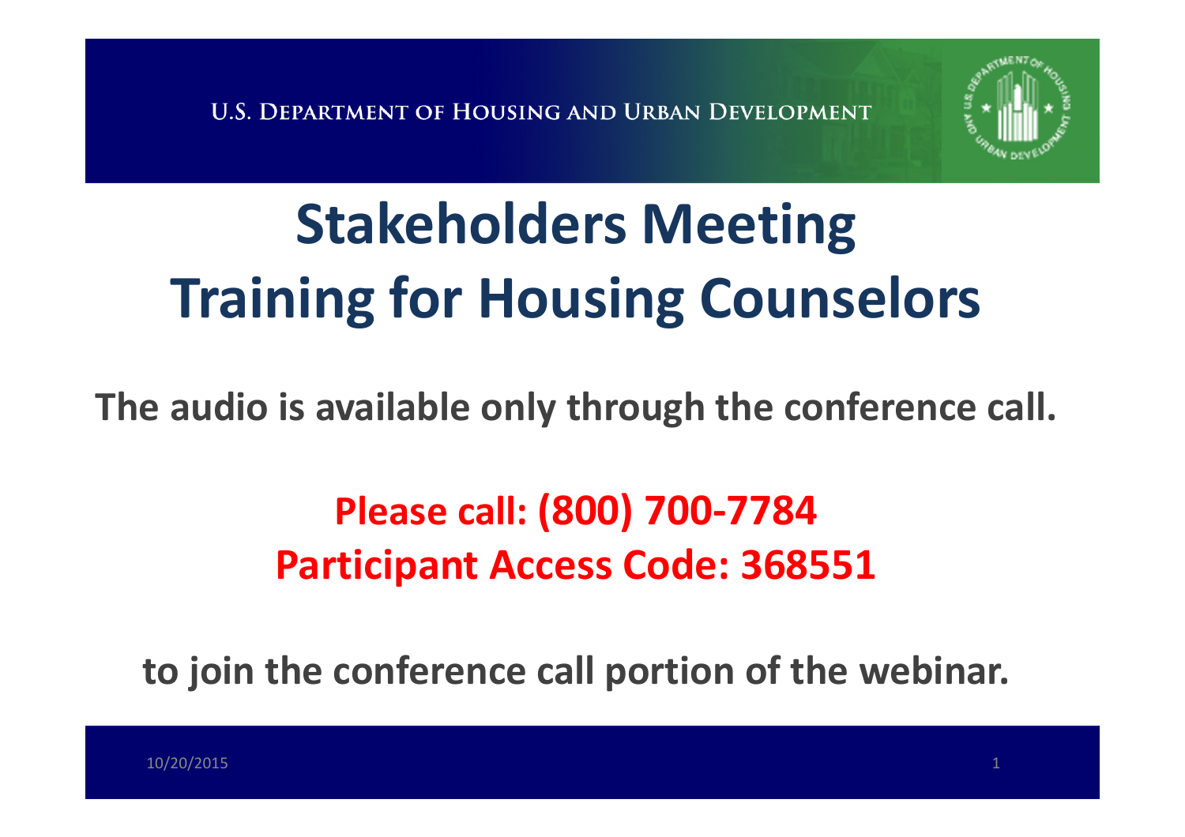U.S. Department of Housing and Urban Development

# Stakeholders Meeting Training for Housing Counselors

**The audio is available only through the conference call.**

**Please call: (800) 700-7784**
**Participant Access Code: 368551**

**to join the conference call portion of the webinar.**

10/20/2015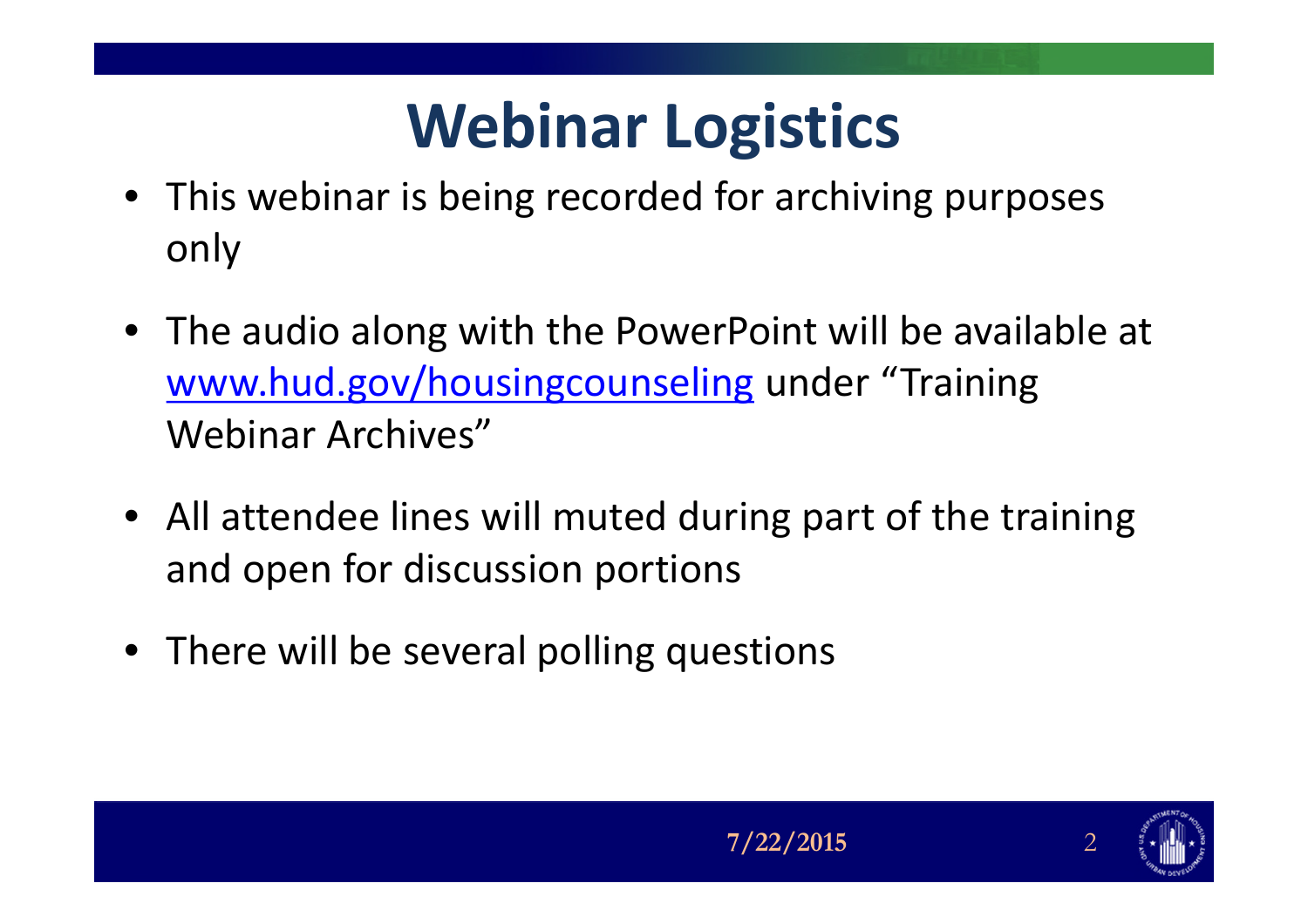# Webinar Logistics

- This webinar is being recorded for archiving purposes only
- The audio along with the PowerPoint will be available at [www.hud.gov/housingcounseling](www.hud.gov/housingcounseling) under "Training Webinar Archives"
- All attendee lines will muted during part of the training and open for discussion portions
- There will be several polling questions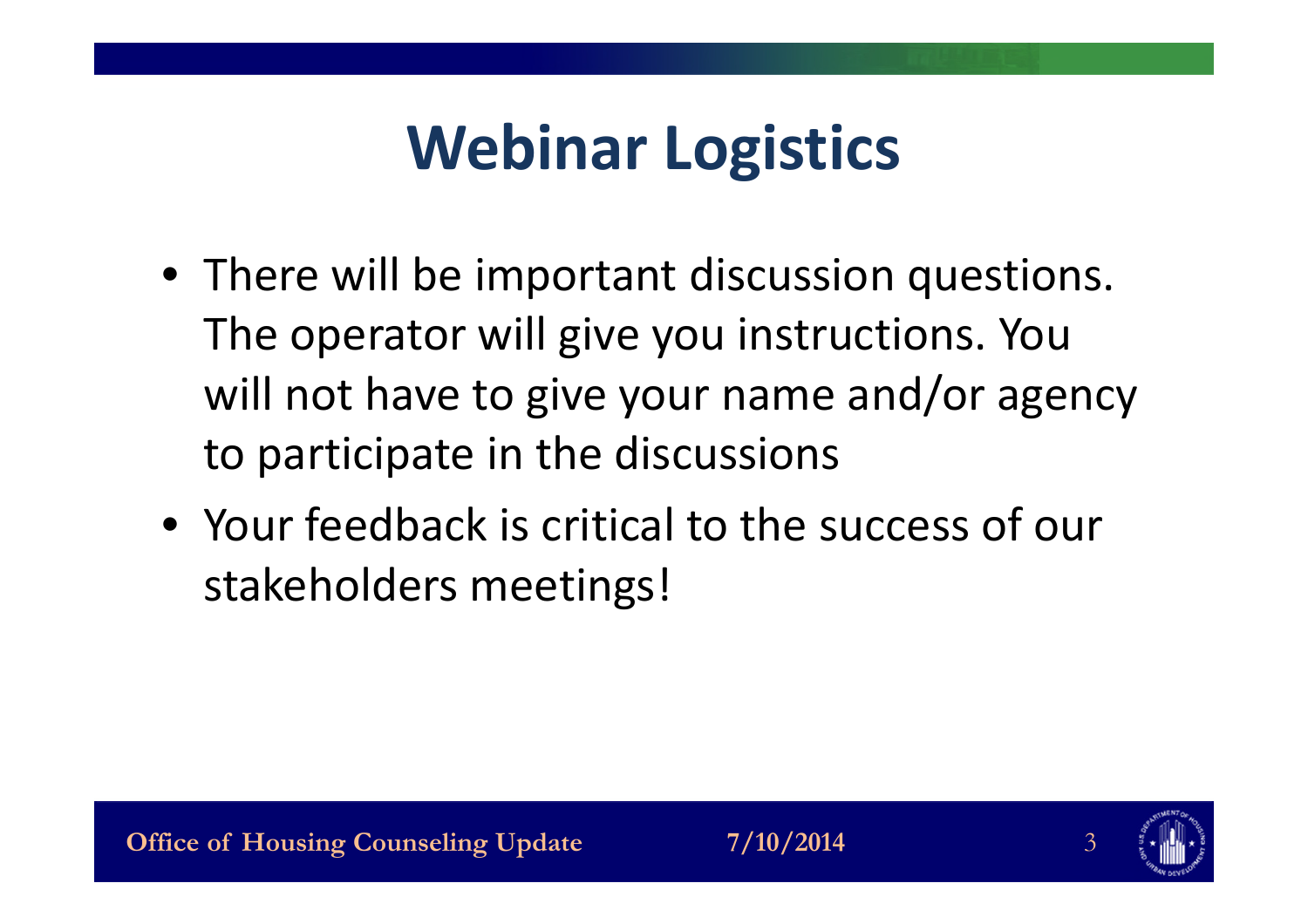# Webinar Logistics

- There will be important discussion questions. The operator will give you instructions. You will not have to give your name and/or agency to participate in the discussions
- Your feedback is critical to the success of our stakeholders meetings!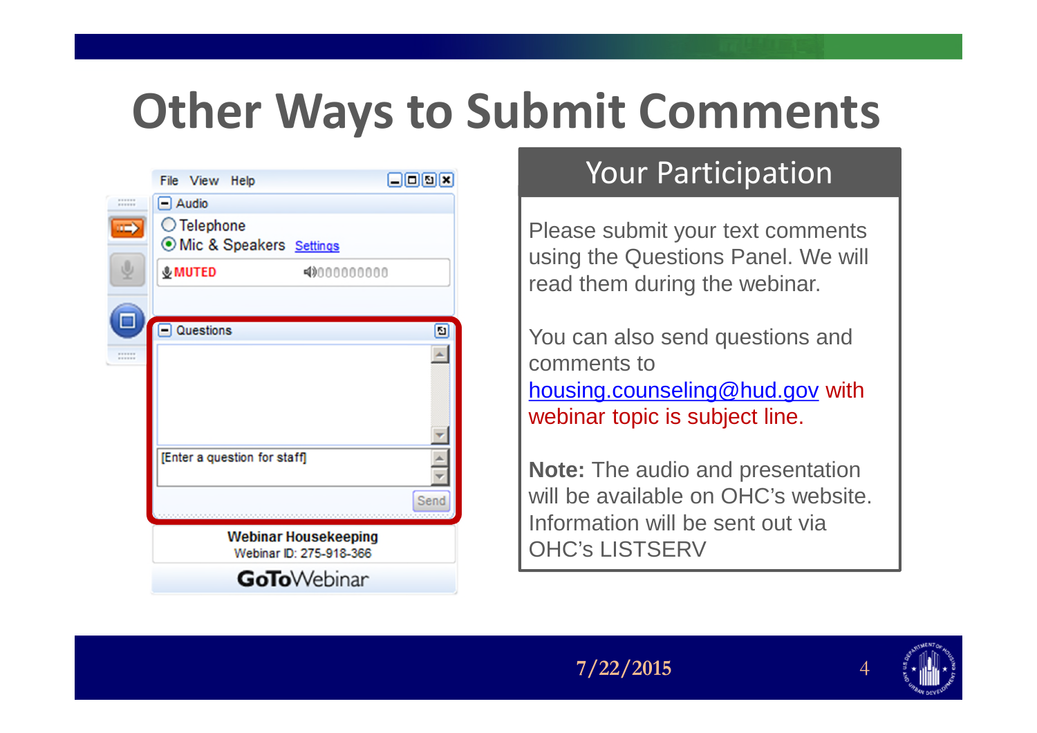# Other Ways to Submit Comments

File View Help

Audio

Telephone

Mic & Speakers Settings

MUTED

Questions

[Enter a question for staff]

Send

Webinar Housekeeping

Webinar ID: 275-918-366

GoToWebinar

## Your Participation

Please submit your text comments using the Questions Panel. We will read them during the webinar.

You can also send questions and comments to housing.counseling@hud.gov with webinar topic is subject line.

**Note:** The audio and presentation will be available on OHC's website. Information will be sent out via OHC's LISTSERV

7/22/2015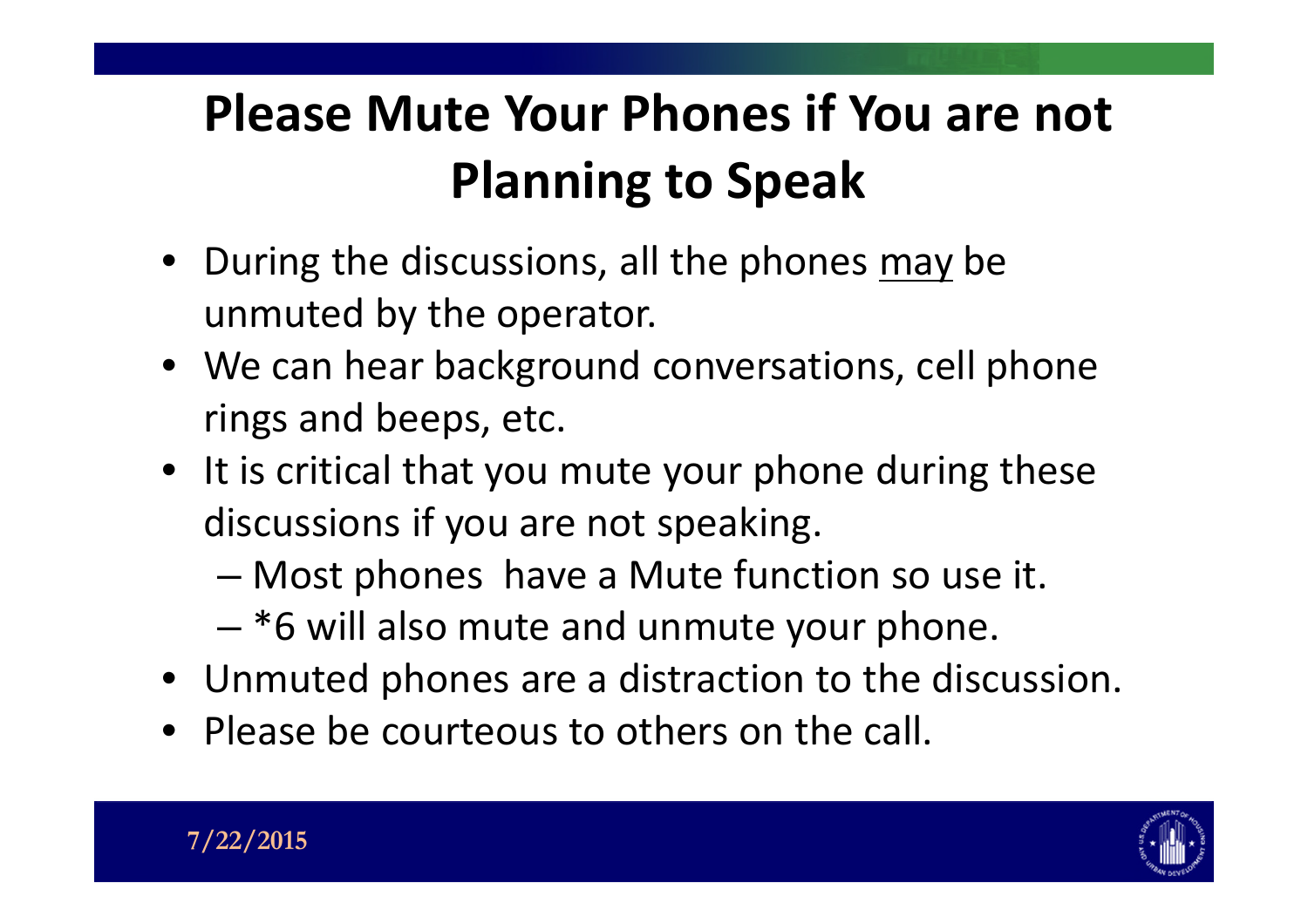# Please Mute Your Phones if You are not Planning to Speak

- During the discussions, all the phones <u>may</u> be unmuted by the operator.
- We can hear background conversations, cell phone rings and beeps, etc.
- It is critical that you mute your phone during these discussions if you are not speaking.
  - Most phones have a Mute function so use it.
  - *6 will also mute and unmute your phone.
- Unmuted phones are a distraction to the discussion.
- Please be courteous to others on the call.

7/22/2015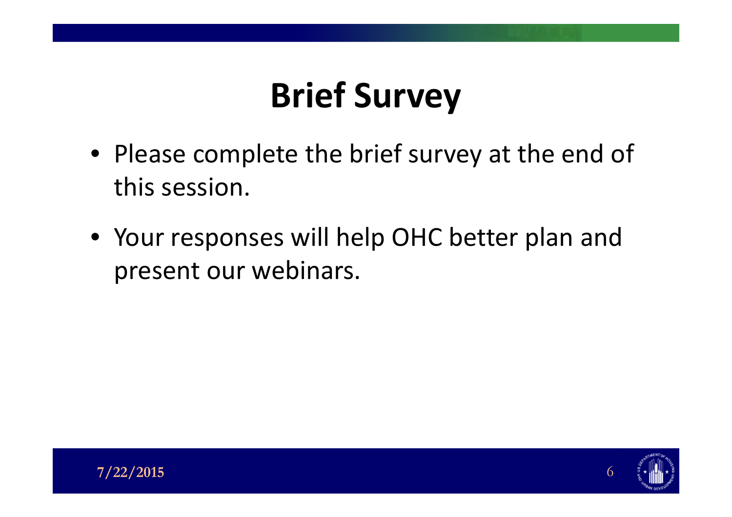# Brief Survey

- Please complete the brief survey at the end of this session.
- Your responses will help OHC better plan and present our webinars.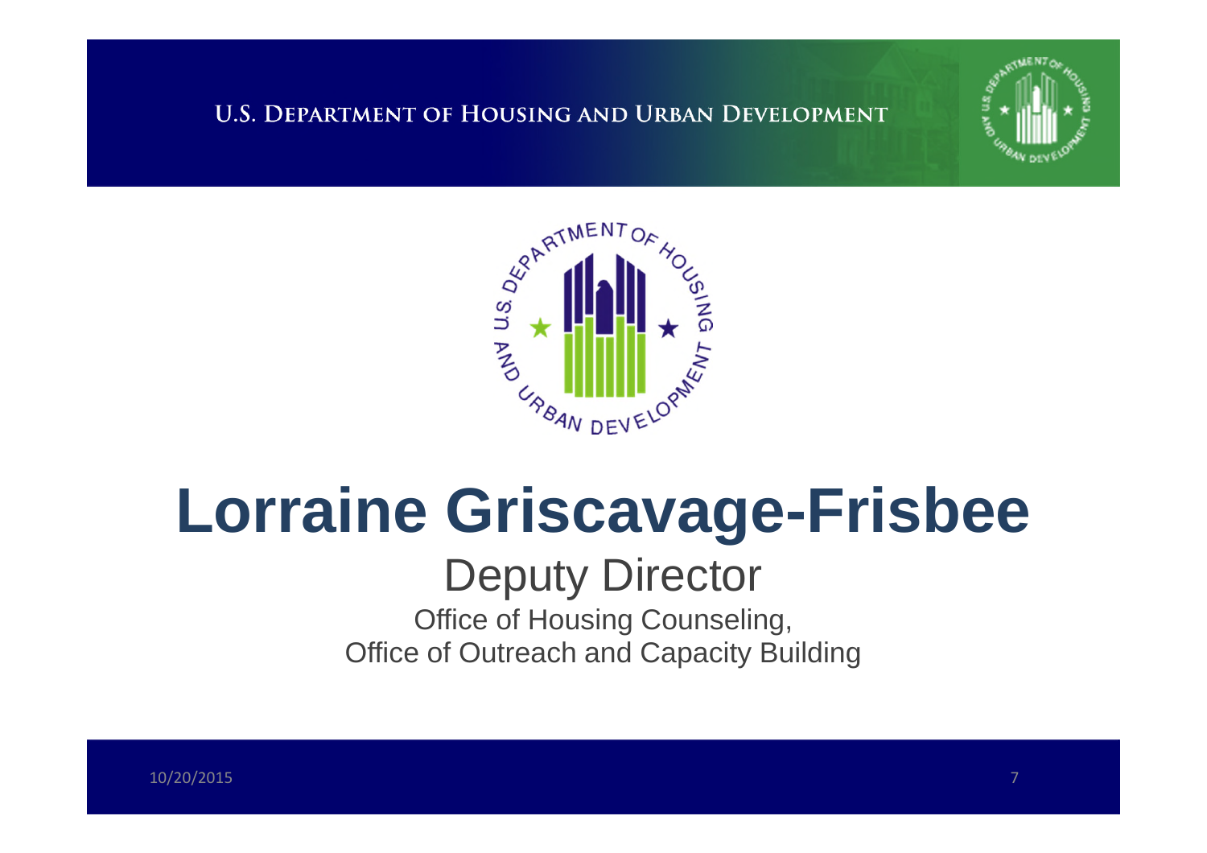# Lorraine Griscavage-Frisbee

## Deputy Director

Office of Housing Counseling,
Office of Outreach and Capacity Building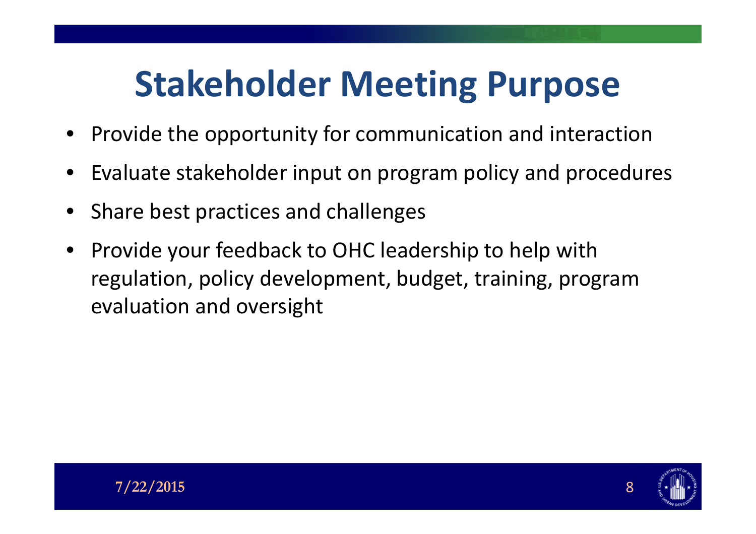# Stakeholder Meeting Purpose

- Provide the opportunity for communication and interaction
- Evaluate stakeholder input on program policy and procedures
- Share best practices and challenges
- Provide your feedback to OHC leadership to help with regulation, policy development, budget, training, program evaluation and oversight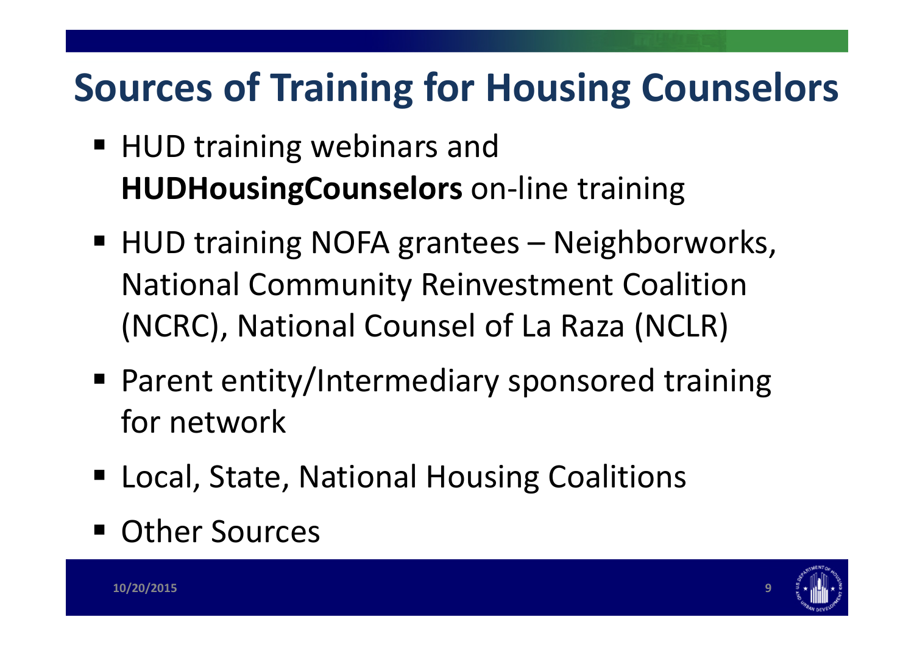# Sources of Training for Housing Counselors

- HUD training webinars and **HUDHousingCounselors** on-line training
- HUD training NOFA grantees – Neighborworks, National Community Reinvestment Coalition (NCRC), National Counsel of La Raza (NCLR)
- Parent entity/Intermediary sponsored training for network
- Local, State, National Housing Coalitions
- Other Sources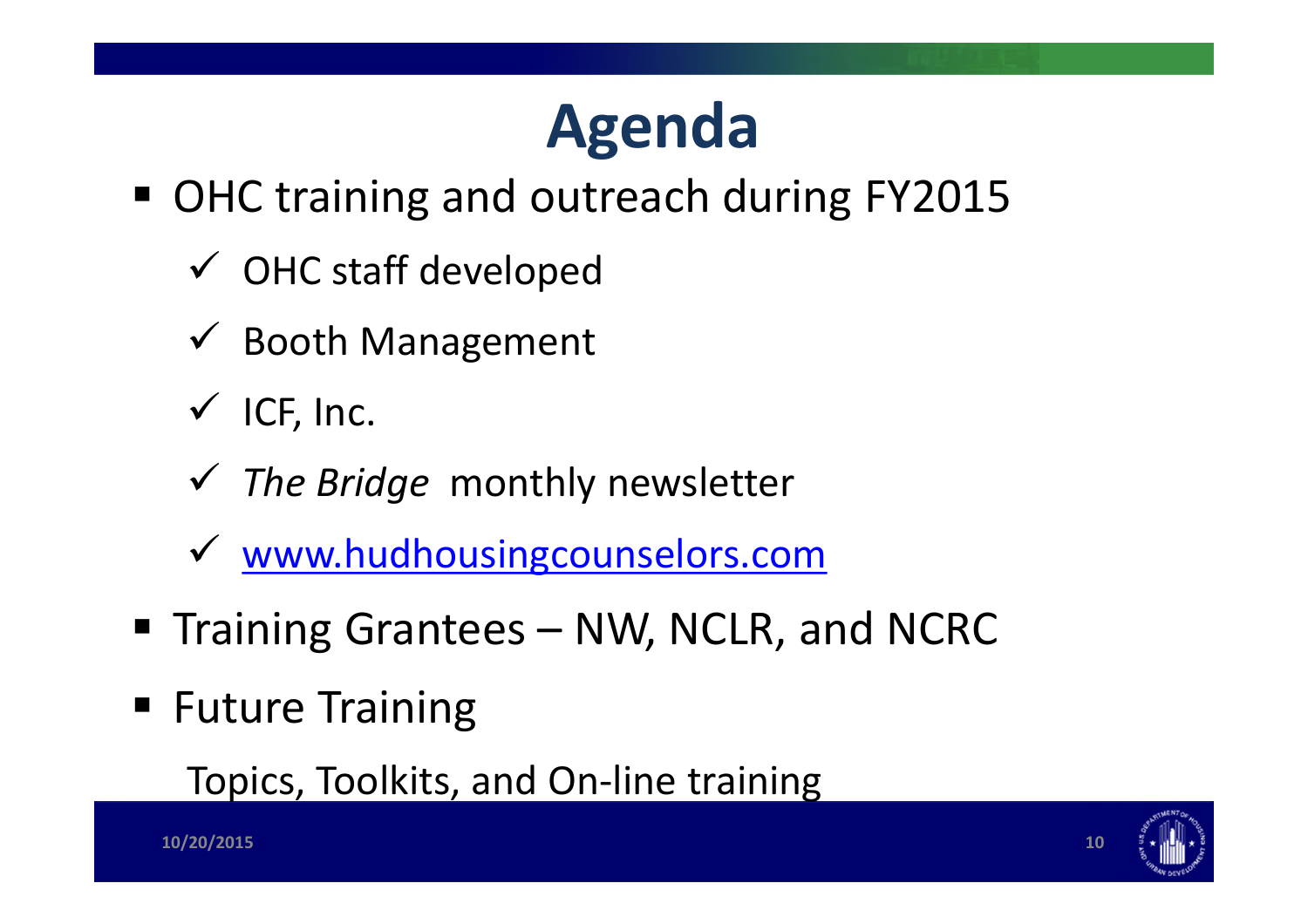# Agenda

- OHC training and outreach during FY2015
  - ✓ OHC staff developed
  - ✓ Booth Management
  - ✓ ICF, Inc.
  - ✓ *The Bridge* monthly newsletter
  - ✓ www.hudhousingcounselors.com
- Training Grantees – NW, NCLR, and NCRC
- Future Training

  Topics, Toolkits, and On-line training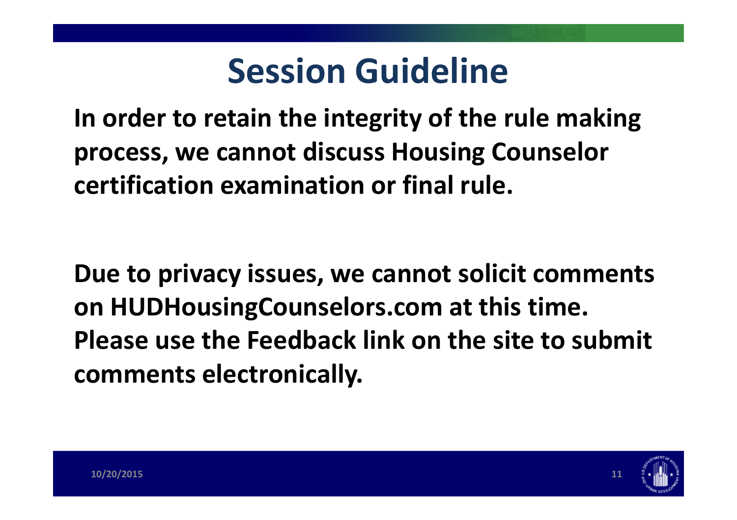# Session Guideline

**In order to retain the integrity of the rule making process, we cannot discuss Housing Counselor certification examination or final rule.**

**Due to privacy issues, we cannot solicit comments on HUDHousingCounselors.com at this time. Please use the Feedback link on the site to submit comments electronically.**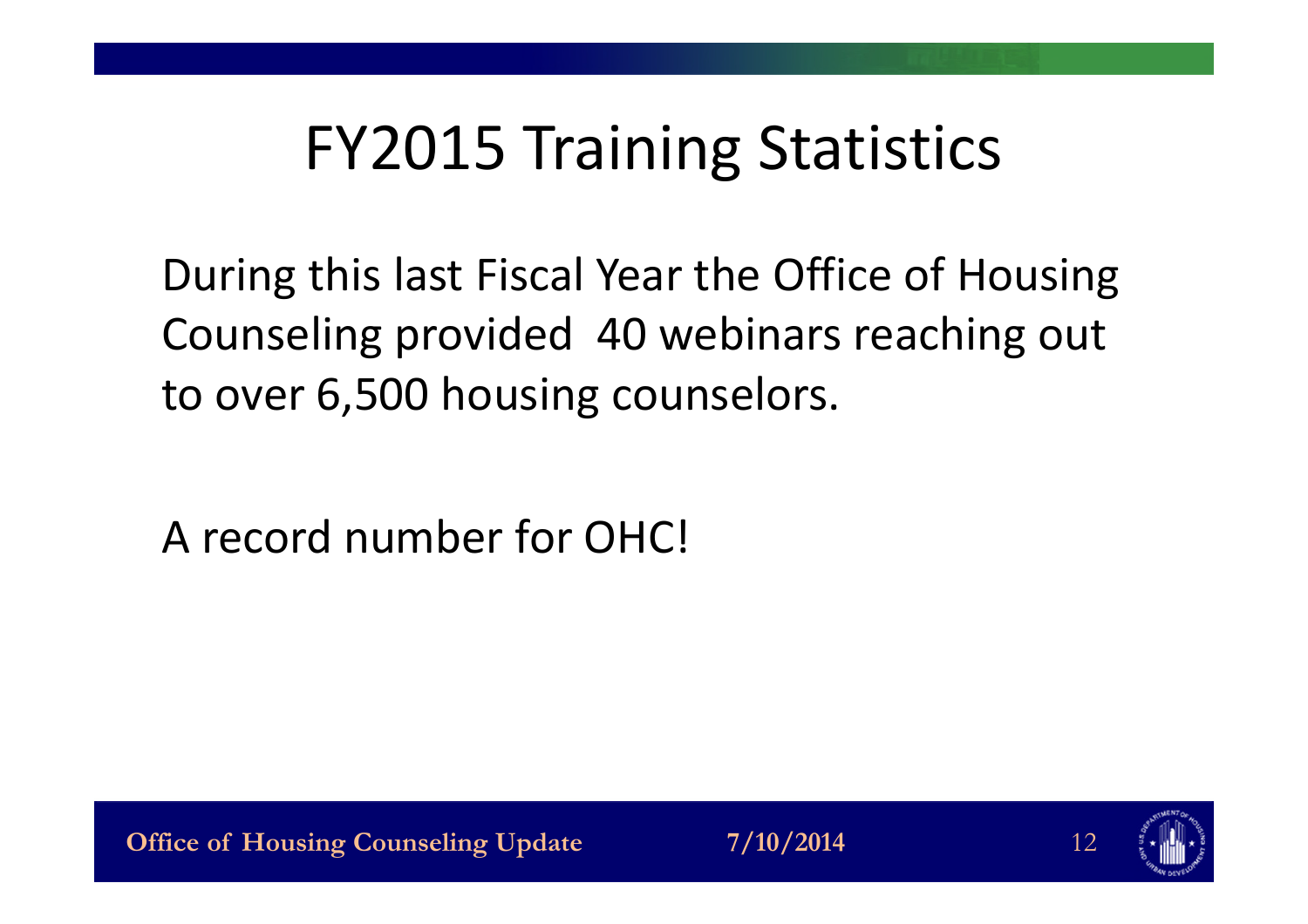# FY2015 Training Statistics

During this last Fiscal Year the Office of Housing Counseling provided 40 webinars reaching out to over 6,500 housing counselors.

A record number for OHC!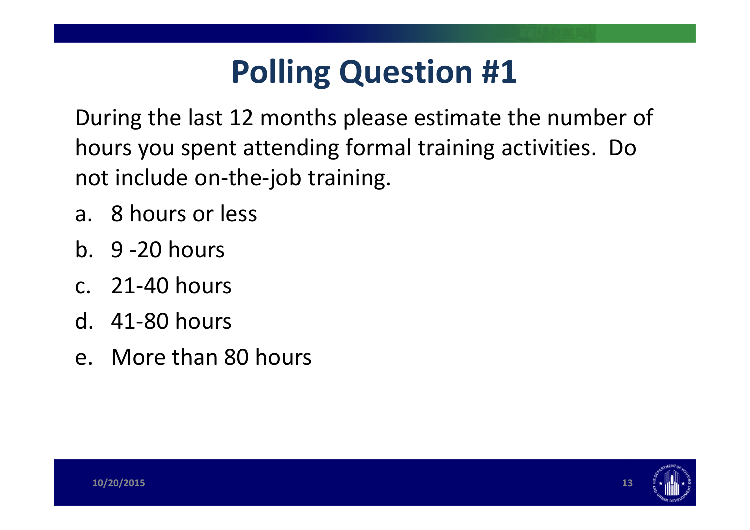# Polling Question #1

During the last 12 months please estimate the number of hours you spent attending formal training activities.  Do not include on-the-job training.

a. 8 hours or less
b. 9 -20 hours
c. 21-40 hours
d. 41-80 hours
e. More than 80 hours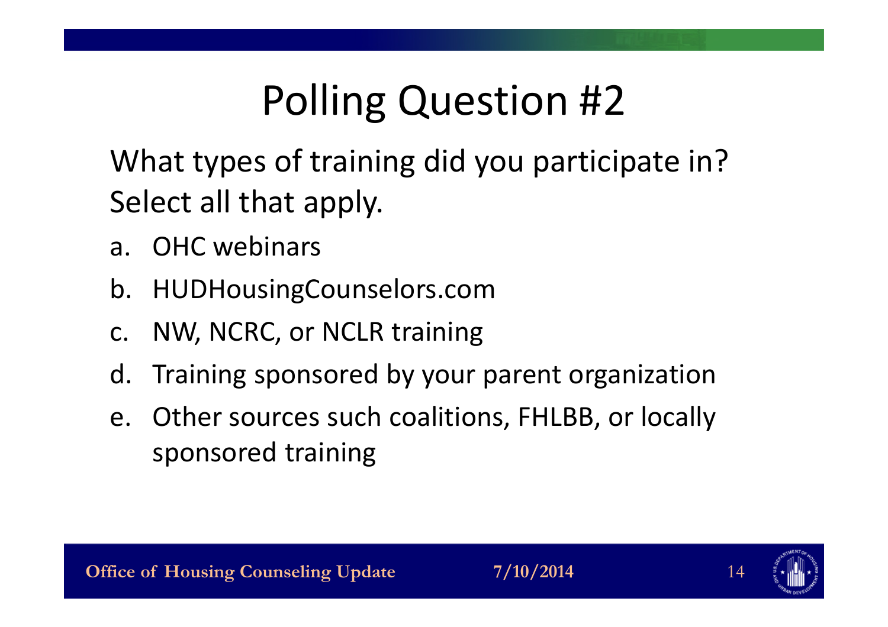# Polling Question #2

What types of training did you participate in? Select all that apply.

a. OHC webinars
b. HUDHousingCounselors.com
c. NW, NCRC, or NCLR training
d. Training sponsored by your parent organization
e. Other sources such coalitions, FHLBB, or locally sponsored training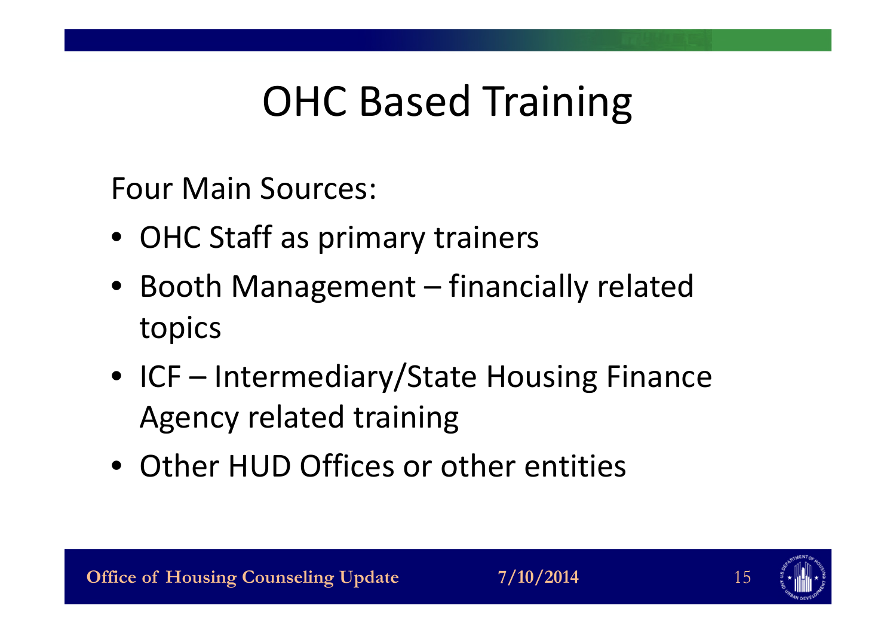# OHC Based Training

Four Main Sources:

- OHC Staff as primary trainers
- Booth Management – financially related topics
- ICF – Intermediary/State Housing Finance Agency related training
- Other HUD Offices or other entities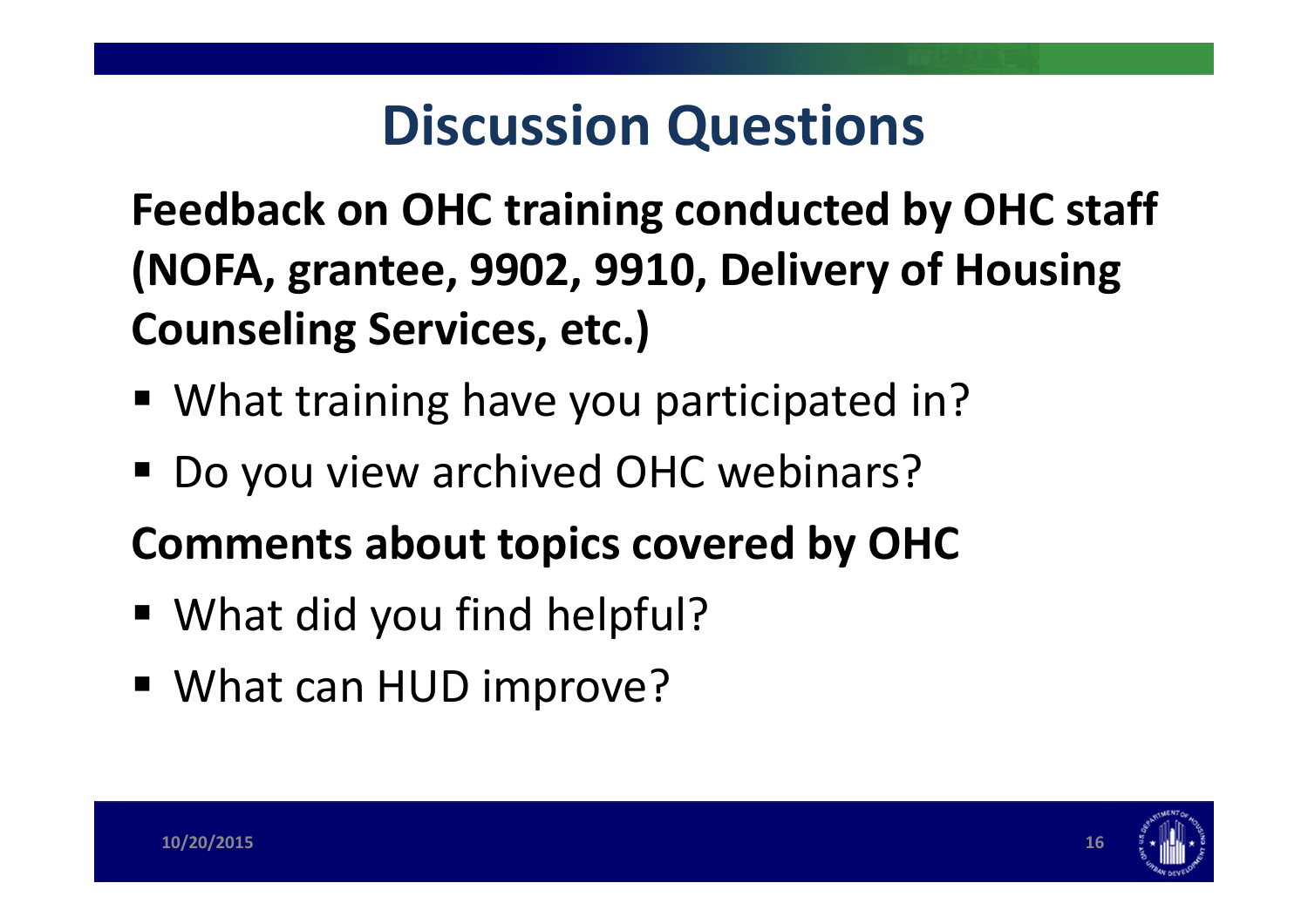# Discussion Questions

**Feedback on OHC training conducted by OHC staff (NOFA, grantee, 9902, 9910, Delivery of Housing Counseling Services, etc.)**

- What training have you participated in?
- Do you view archived OHC webinars?

**Comments about topics covered by OHC**

- What did you find helpful?
- What can HUD improve?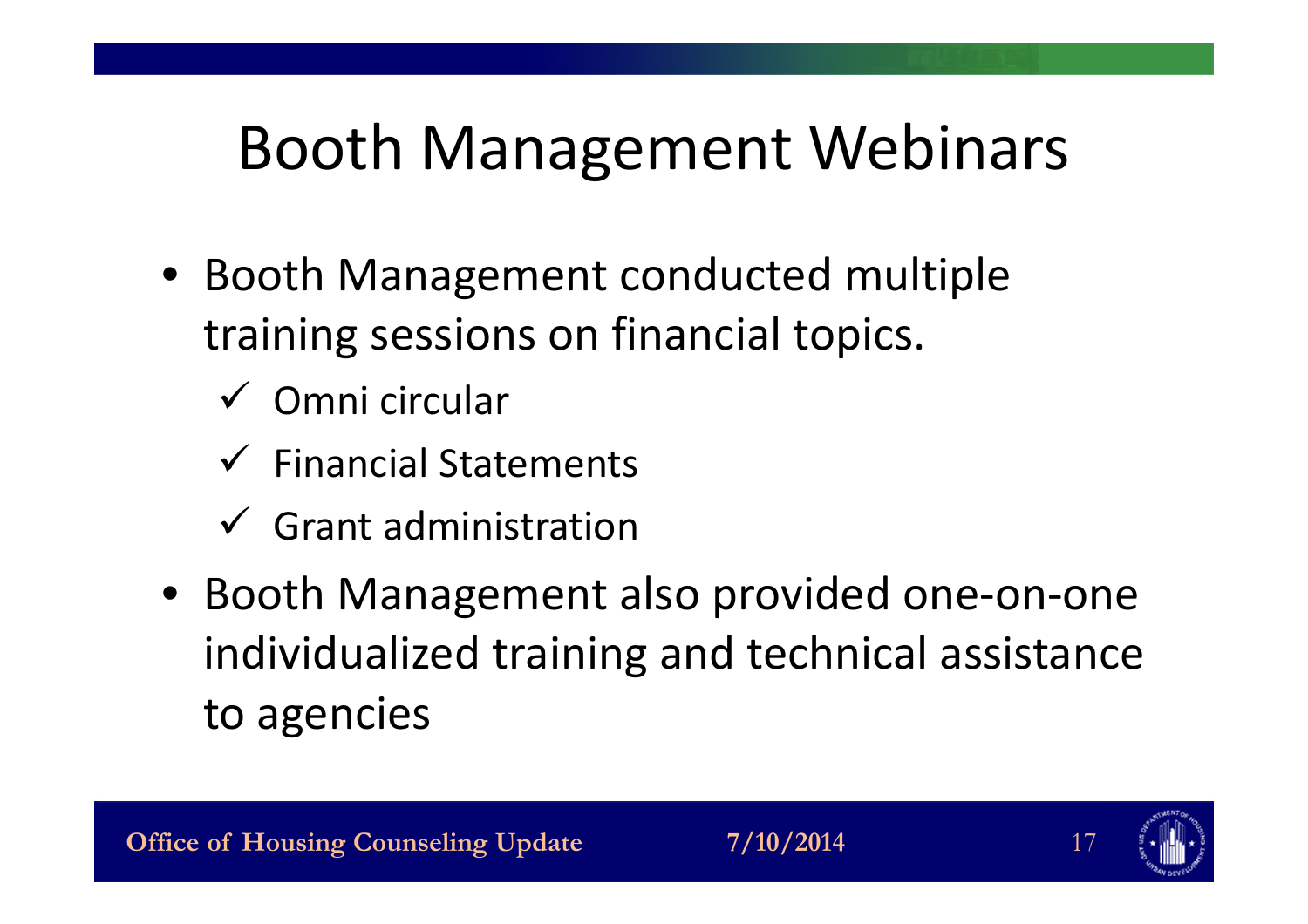# Booth Management Webinars

- Booth Management conducted multiple training sessions on financial topics.
  - ✓ Omni circular
  - ✓ Financial Statements
  - ✓ Grant administration
- Booth Management also provided one-on-one individualized training and technical assistance to agencies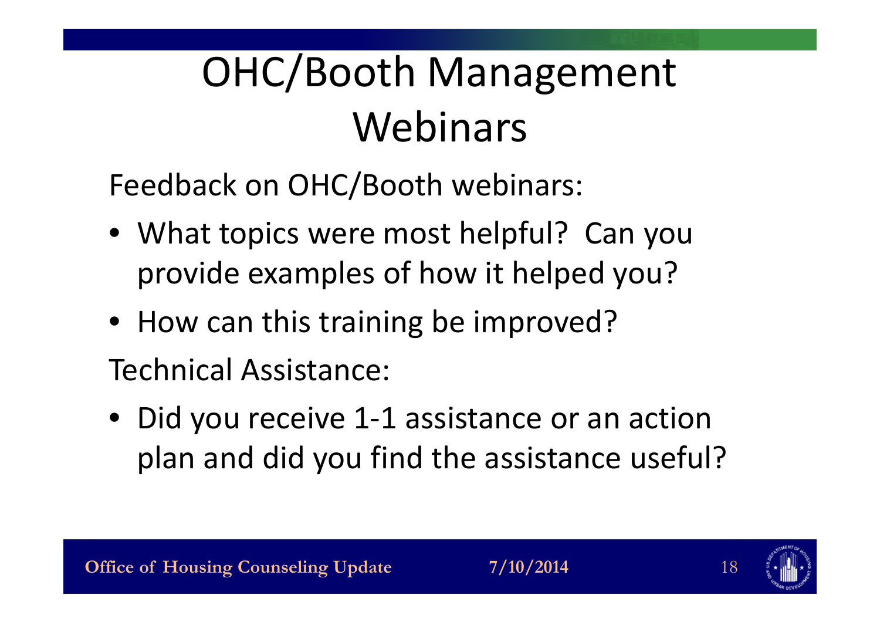# OHC/Booth Management Webinars

Feedback on OHC/Booth webinars:

- What topics were most helpful? Can you provide examples of how it helped you?
- How can this training be improved?

Technical Assistance:

- Did you receive 1-1 assistance or an action plan and did you find the assistance useful?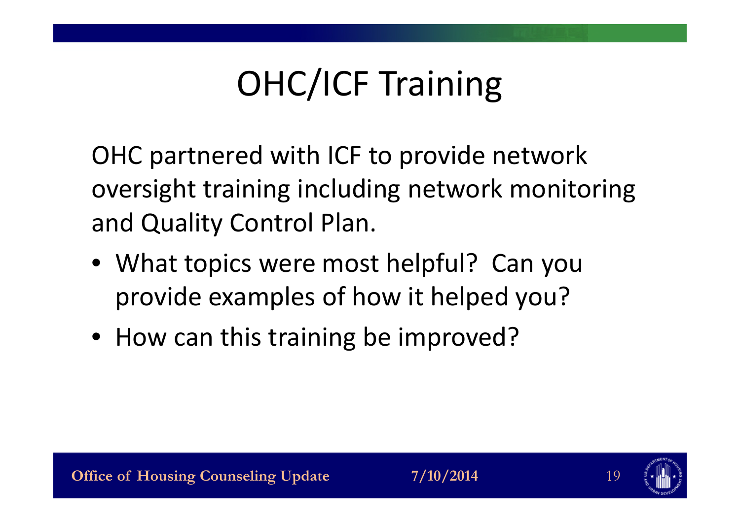# OHC/ICF Training

OHC partnered with ICF to provide network oversight training including network monitoring and Quality Control Plan.

- What topics were most helpful? Can you provide examples of how it helped you?
- How can this training be improved?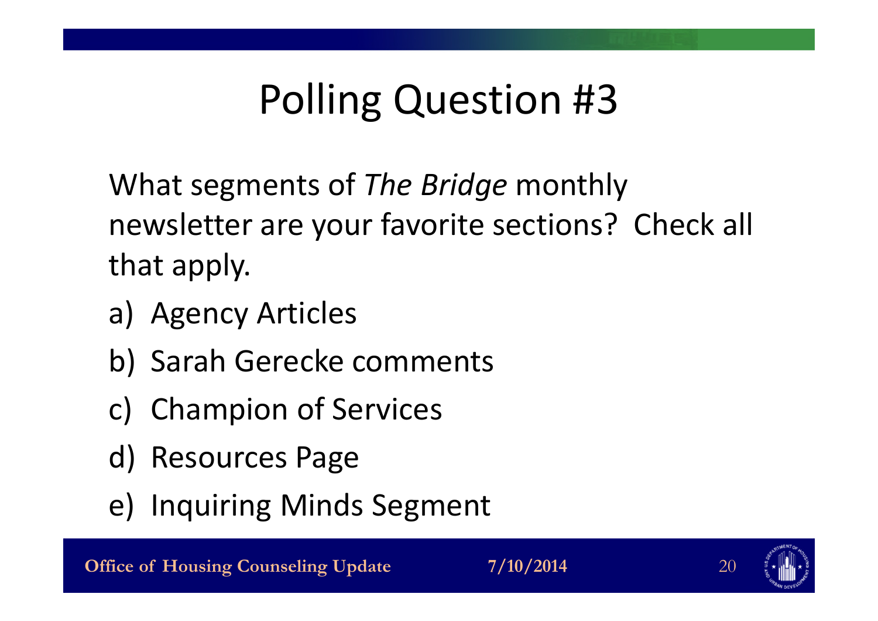# Polling Question #3

What segments of *The Bridge* monthly newsletter are your favorite sections? Check all that apply.

a) Agency Articles
b) Sarah Gerecke comments
c) Champion of Services
d) Resources Page
e) Inquiring Minds Segment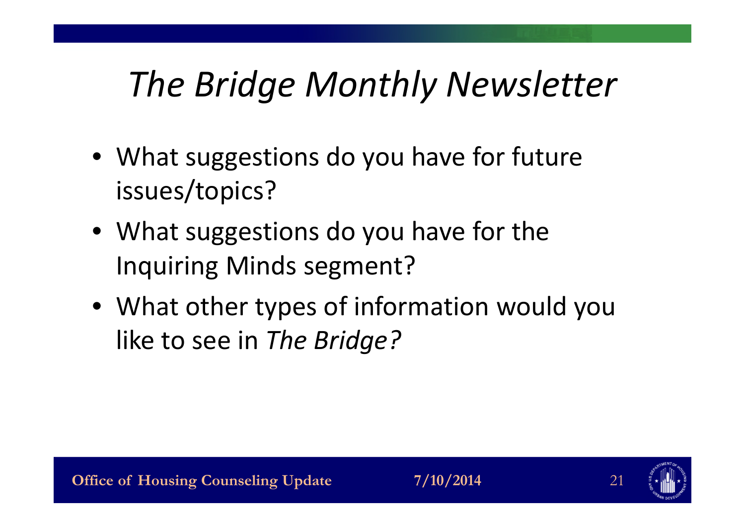# *The Bridge Monthly Newsletter*

- What suggestions do you have for future issues/topics?
- What suggestions do you have for the Inquiring Minds segment?
- What other types of information would you like to see in *The Bridge?*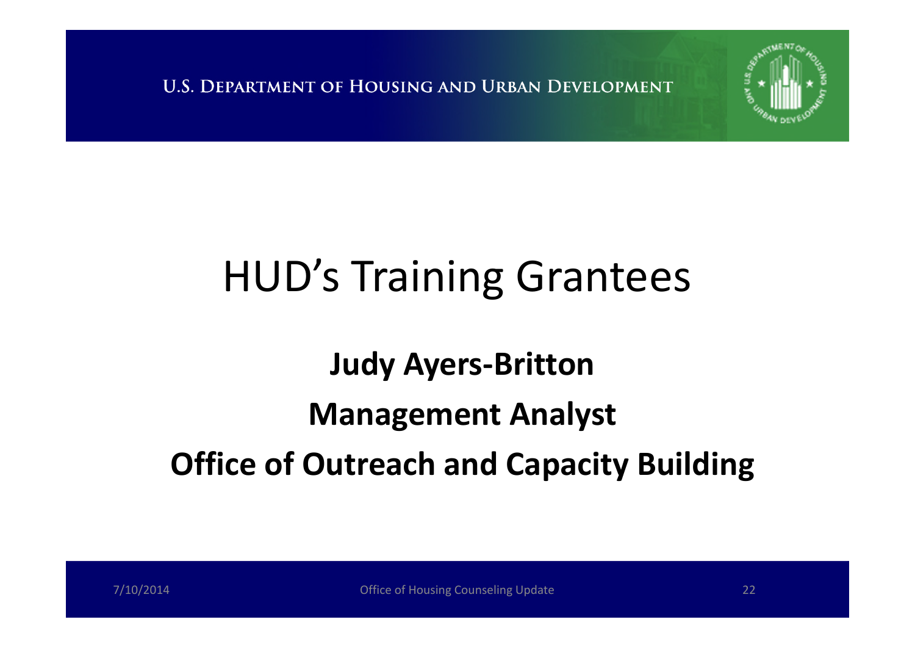# HUD's Training Grantees

**Judy Ayers-Britton**

**Management Analyst**

**Office of Outreach and Capacity Building**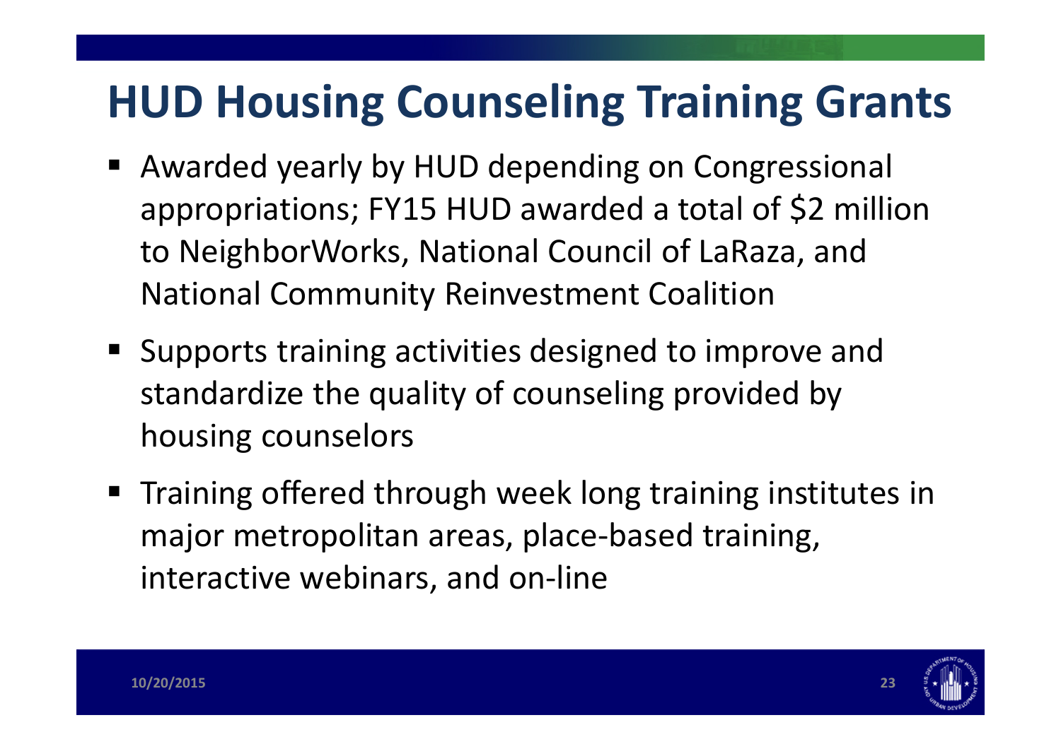# HUD Housing Counseling Training Grants

- Awarded yearly by HUD depending on Congressional appropriations; FY15 HUD awarded a total of $2 million to NeighborWorks, National Council of LaRaza, and National Community Reinvestment Coalition
- Supports training activities designed to improve and standardize the quality of counseling provided by housing counselors
- Training offered through week long training institutes in major metropolitan areas, place-based training, interactive webinars, and on-line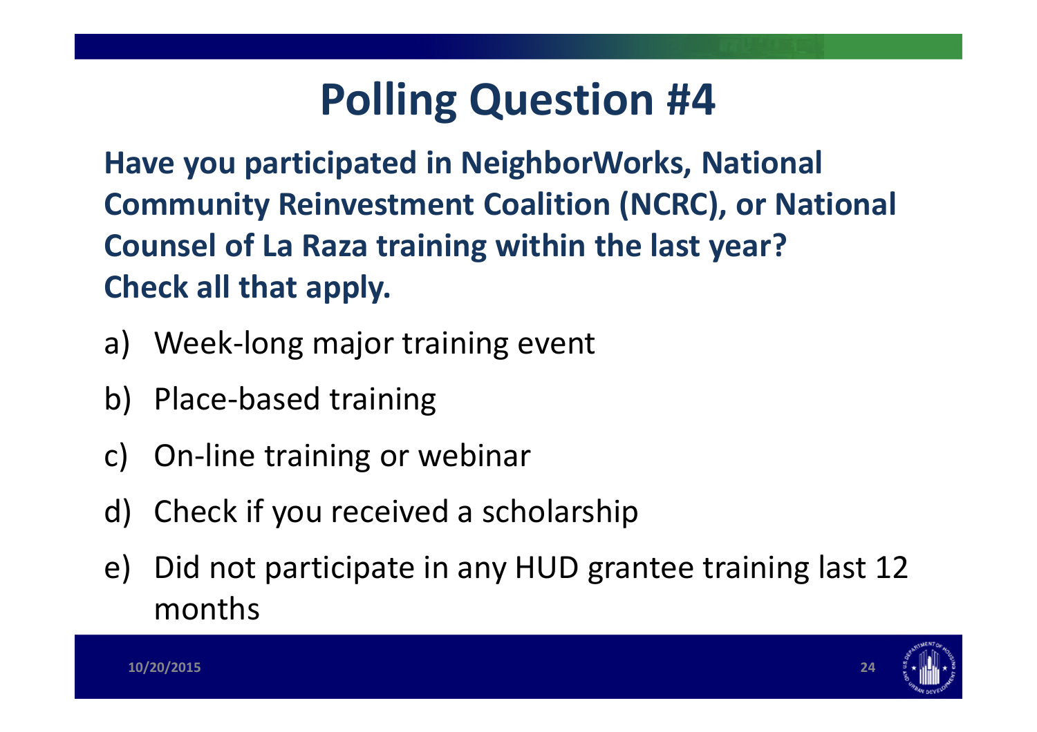# Polling Question #4

**Have you participated in NeighborWorks, National Community Reinvestment Coalition (NCRC), or National Counsel of La Raza training within the last year? Check all that apply.**

a) Week-long major training event

b) Place-based training

c) On-line training or webinar

d) Check if you received a scholarship

e) Did not participate in any HUD grantee training last 12 months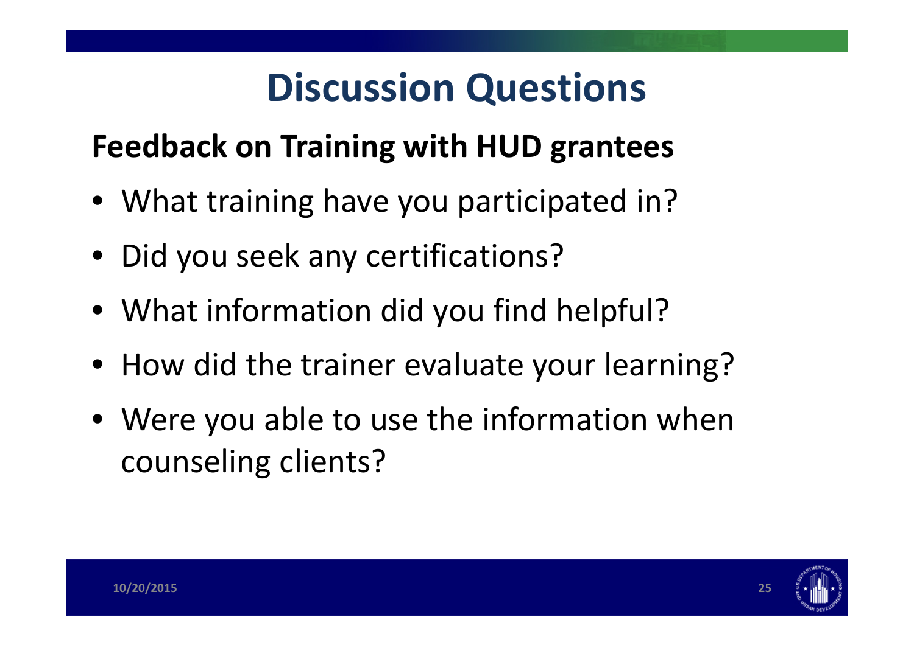# Discussion Questions

**Feedback on Training with HUD grantees**

- What training have you participated in?
- Did you seek any certifications?
- What information did you find helpful?
- How did the trainer evaluate your learning?
- Were you able to use the information when counseling clients?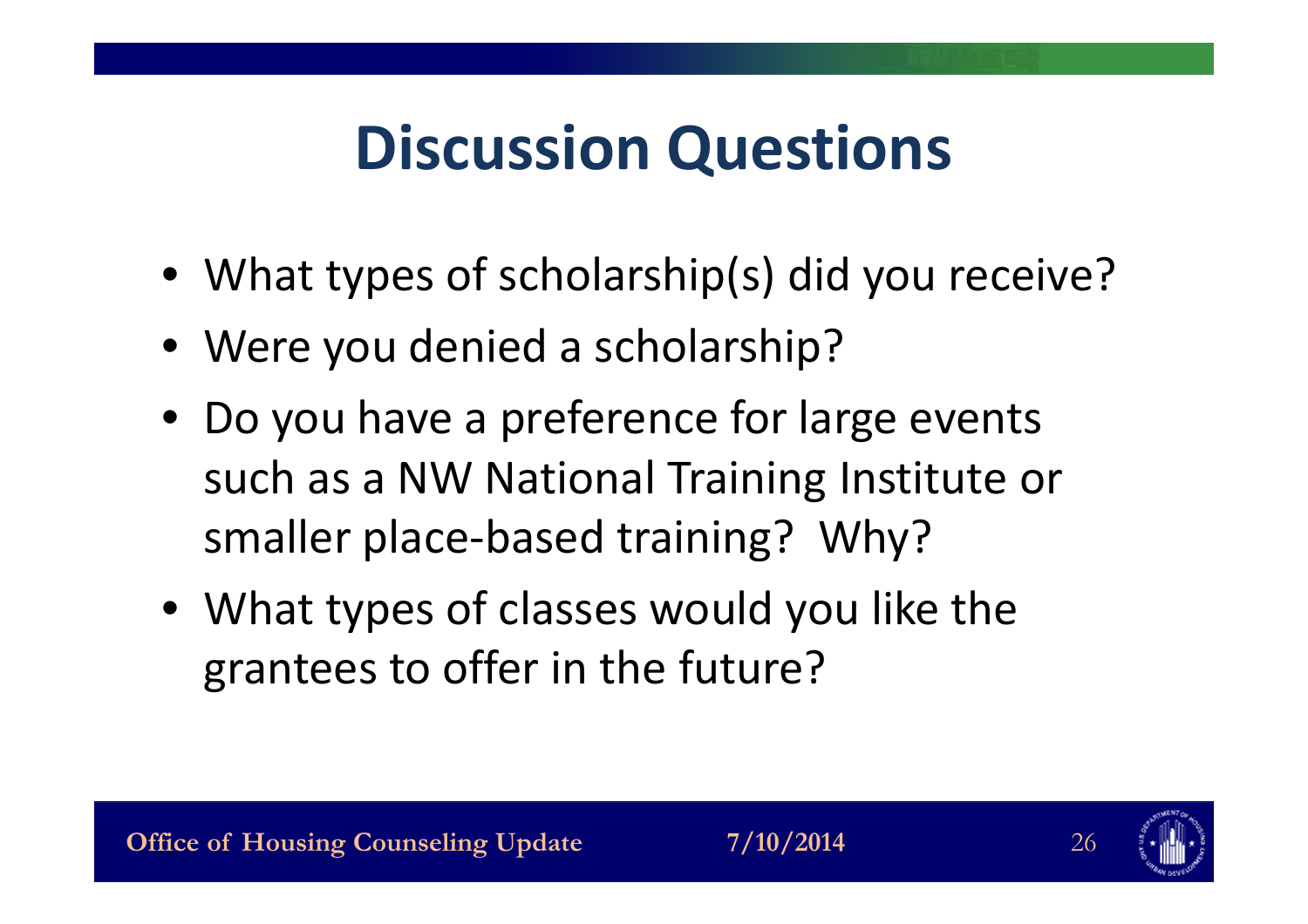# Discussion Questions

- What types of scholarship(s) did you receive?
- Were you denied a scholarship?
- Do you have a preference for large events such as a NW National Training Institute or smaller place-based training? Why?
- What types of classes would you like the grantees to offer in the future?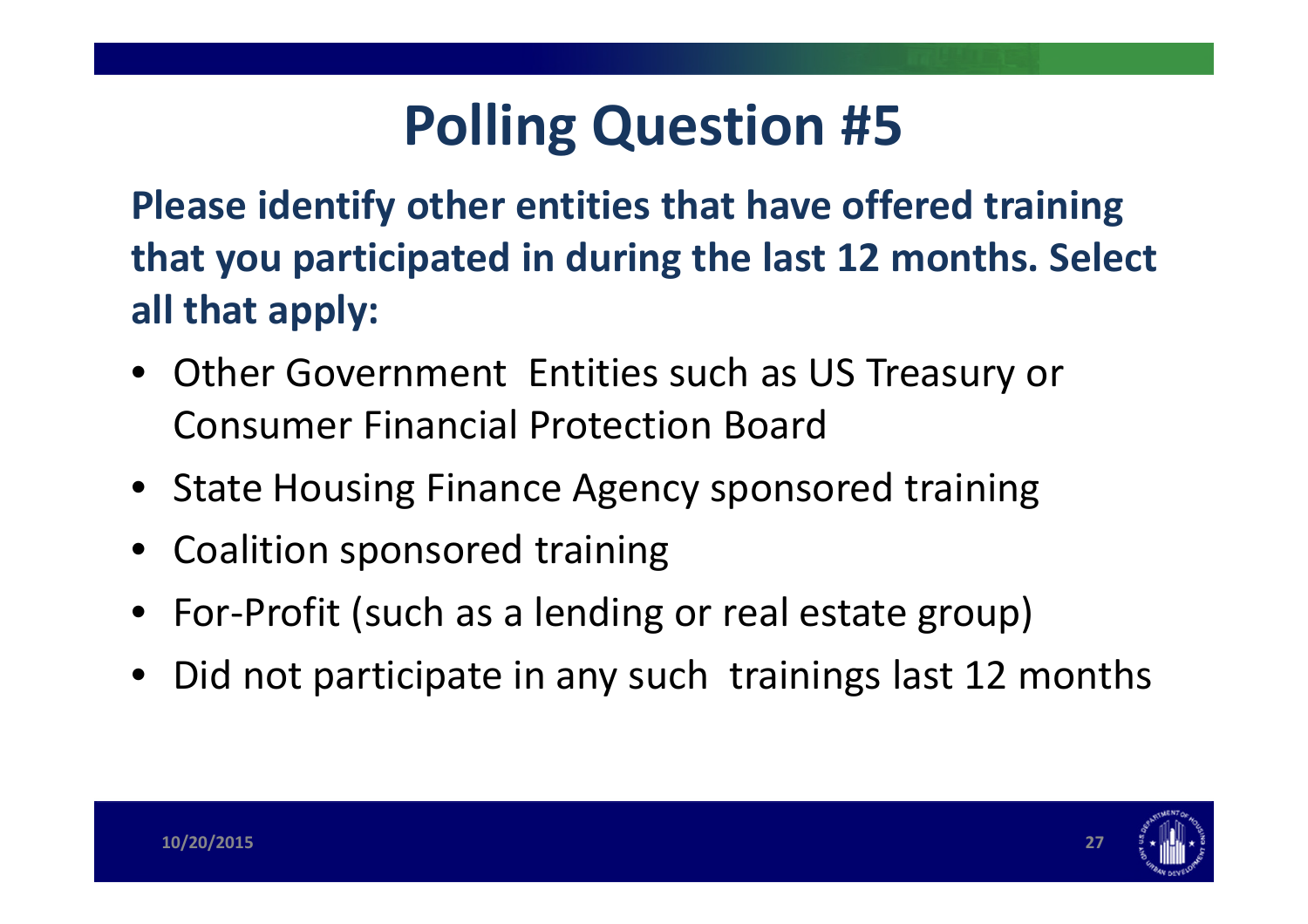# Polling Question #5

**Please identify other entities that have offered training that you participated in during the last 12 months. Select all that apply:**

- Other Government Entities such as US Treasury or Consumer Financial Protection Board
- State Housing Finance Agency sponsored training
- Coalition sponsored training
- For-Profit (such as a lending or real estate group)
- Did not participate in any such trainings last 12 months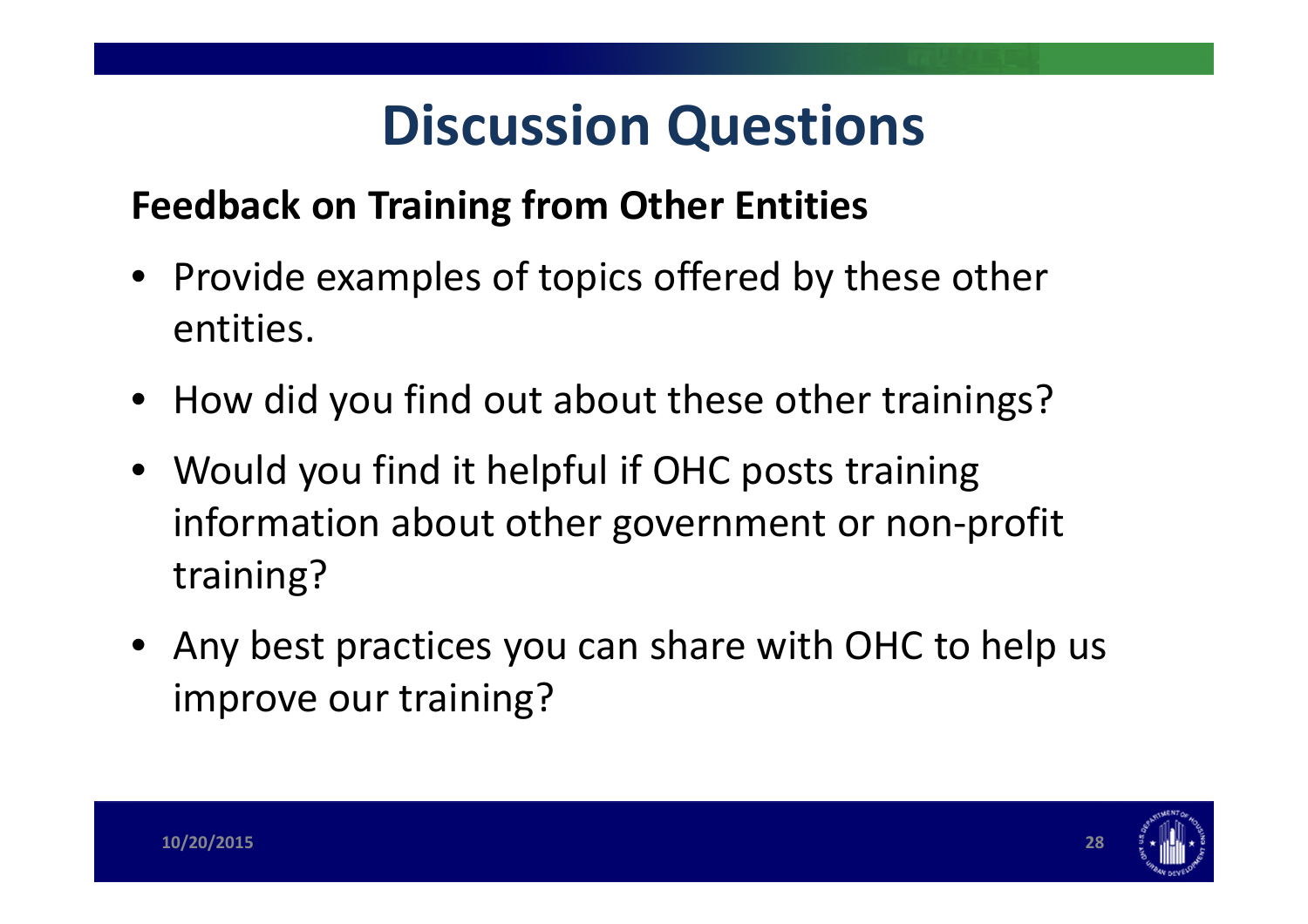# Discussion Questions

**Feedback on Training from Other Entities**

- Provide examples of topics offered by these other entities.
- How did you find out about these other trainings?
- Would you find it helpful if OHC posts training information about other government or non-profit training?
- Any best practices you can share with OHC to help us improve our training?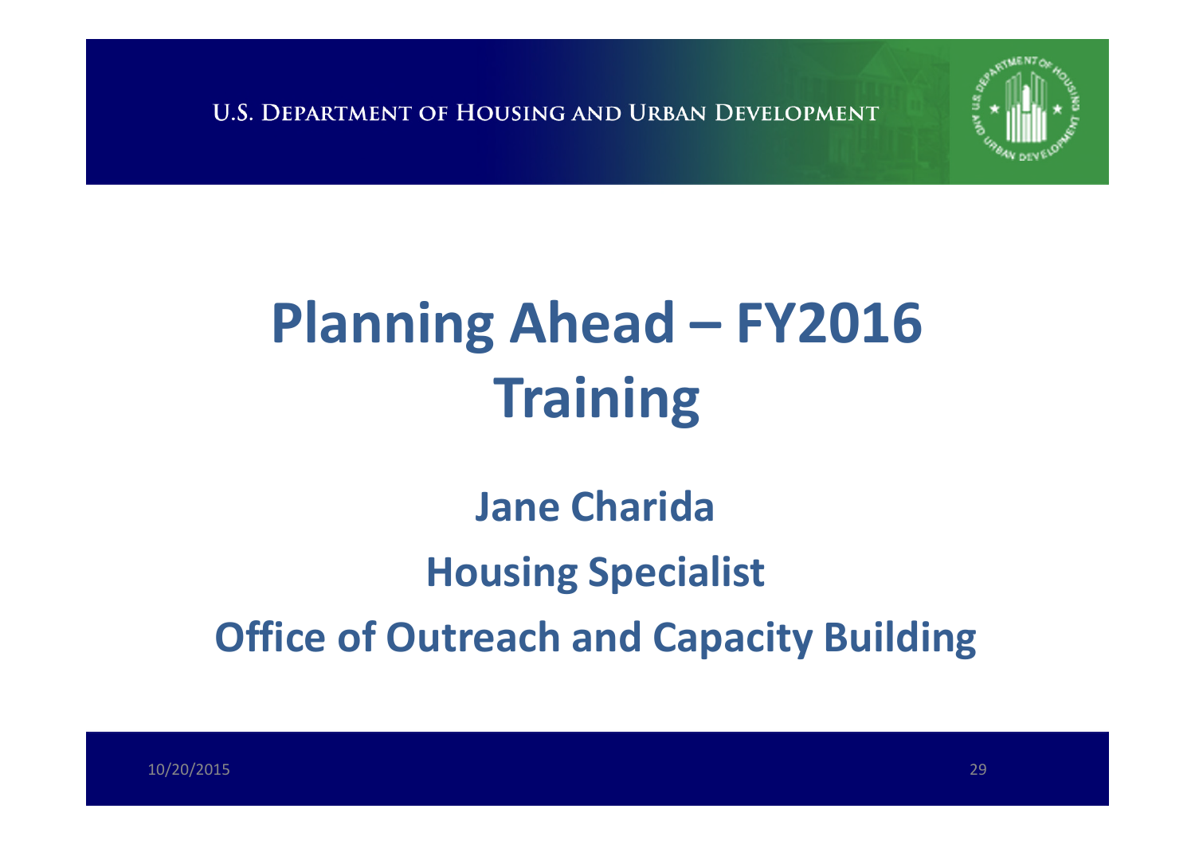# Planning Ahead – FY2016 Training

**Jane Charida**

**Housing Specialist**

**Office of Outreach and Capacity Building**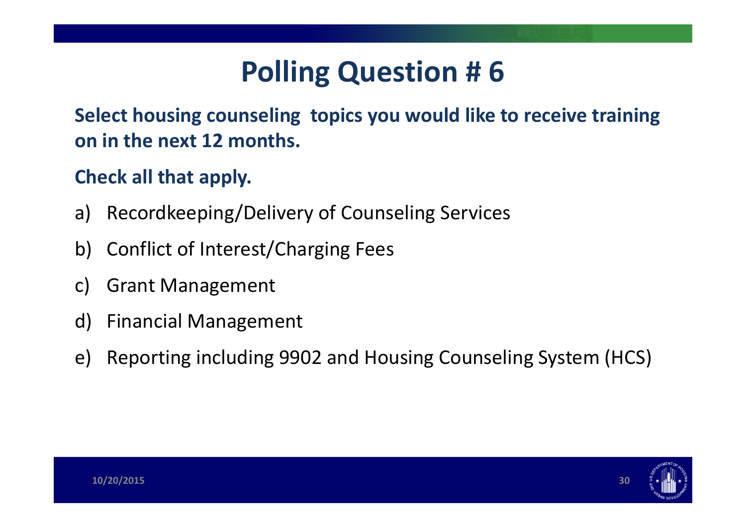# Polling Question # 6

**Select housing counseling topics you would like to receive training on in the next 12 months.**

**Check all that apply.**

a) Recordkeeping/Delivery of Counseling Services

b) Conflict of Interest/Charging Fees

c) Grant Management

d) Financial Management

e) Reporting including 9902 and Housing Counseling System (HCS)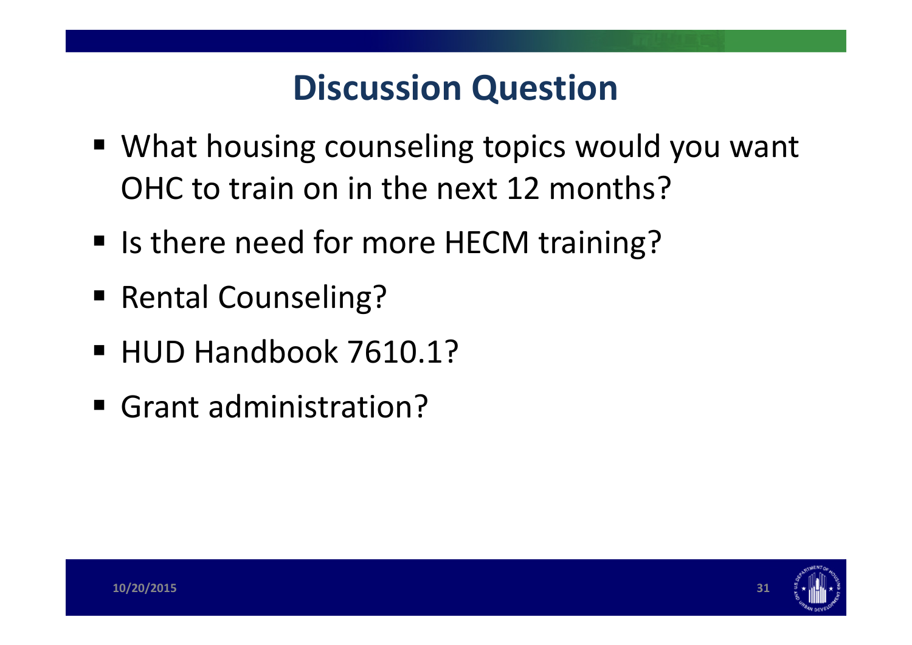# Discussion Question

- What housing counseling topics would you want OHC to train on in the next 12 months?
- Is there need for more HECM training?
- Rental Counseling?
- HUD Handbook 7610.1?
- Grant administration?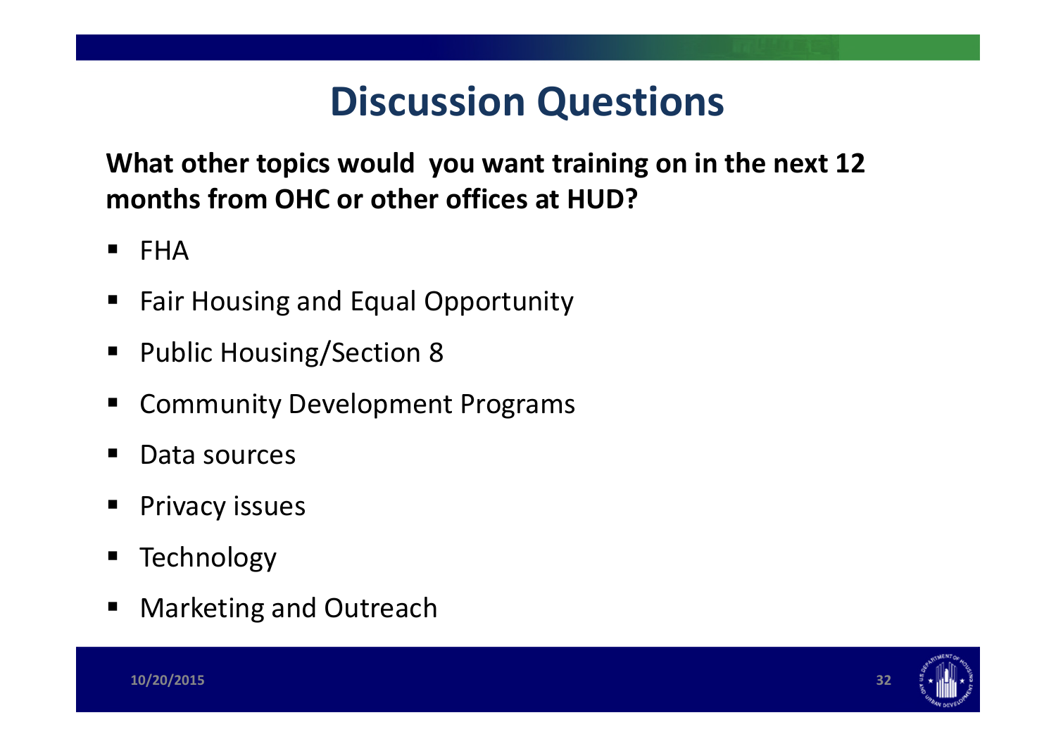# Discussion Questions

**What other topics would you want training on in the next 12 months from OHC or other offices at HUD?**

- FHA
- Fair Housing and Equal Opportunity
- Public Housing/Section 8
- Community Development Programs
- Data sources
- Privacy issues
- Technology
- Marketing and Outreach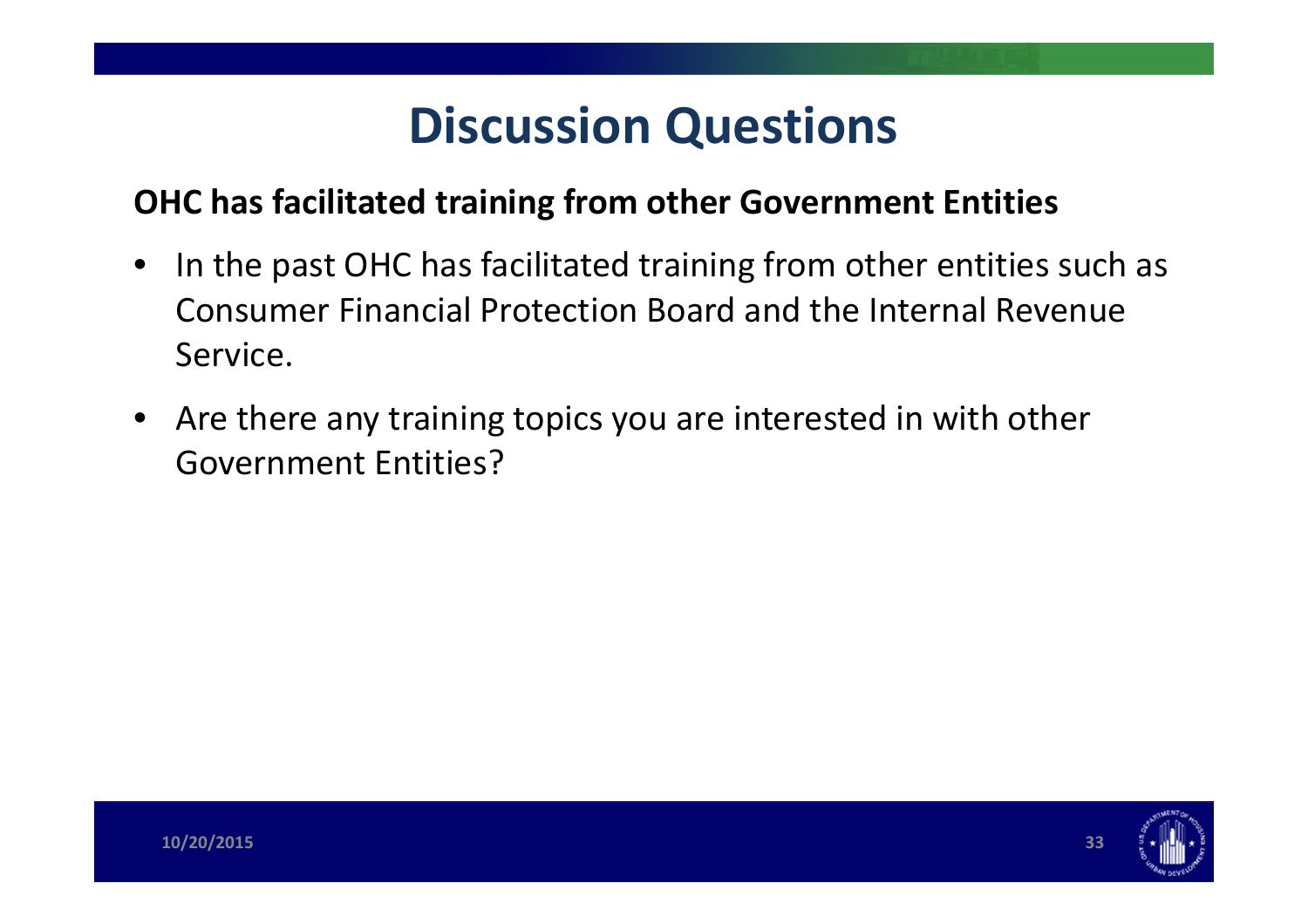# Discussion Questions

**OHC has facilitated training from other Government Entities**

- In the past OHC has facilitated training from other entities such as Consumer Financial Protection Board and the Internal Revenue Service.
- Are there any training topics you are interested in with other Government Entities?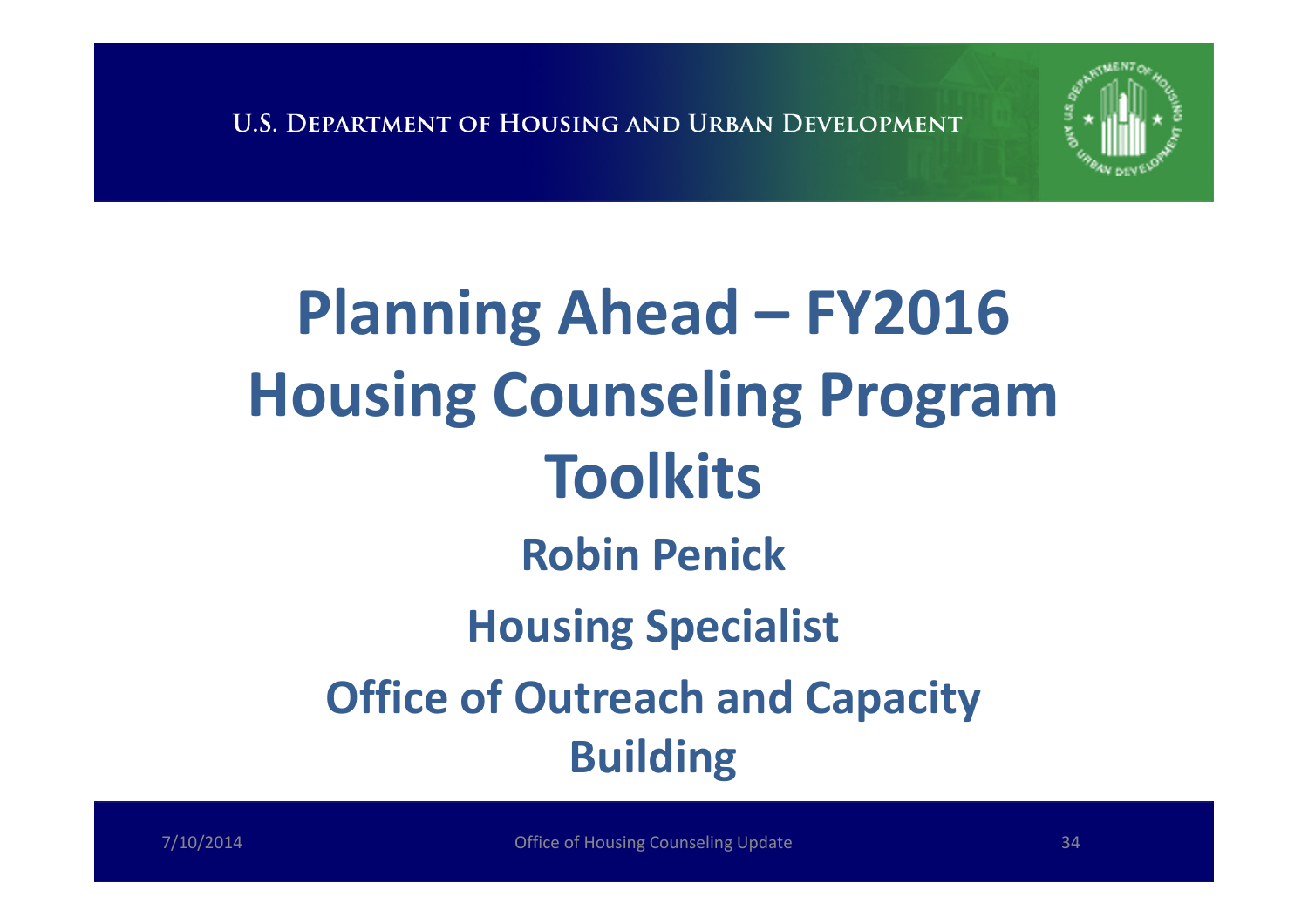# Planning Ahead – FY2016 Housing Counseling Program Toolkits

**Robin Penick**

**Housing Specialist**

**Office of Outreach and Capacity Building**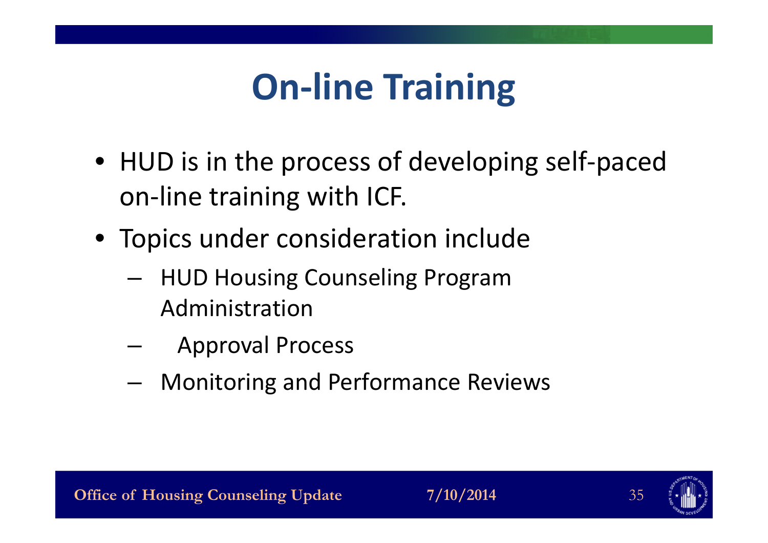# On-line Training

- HUD is in the process of developing self-paced on-line training with ICF.
- Topics under consideration include
  - HUD Housing Counseling Program Administration
  - Approval Process
  - Monitoring and Performance Reviews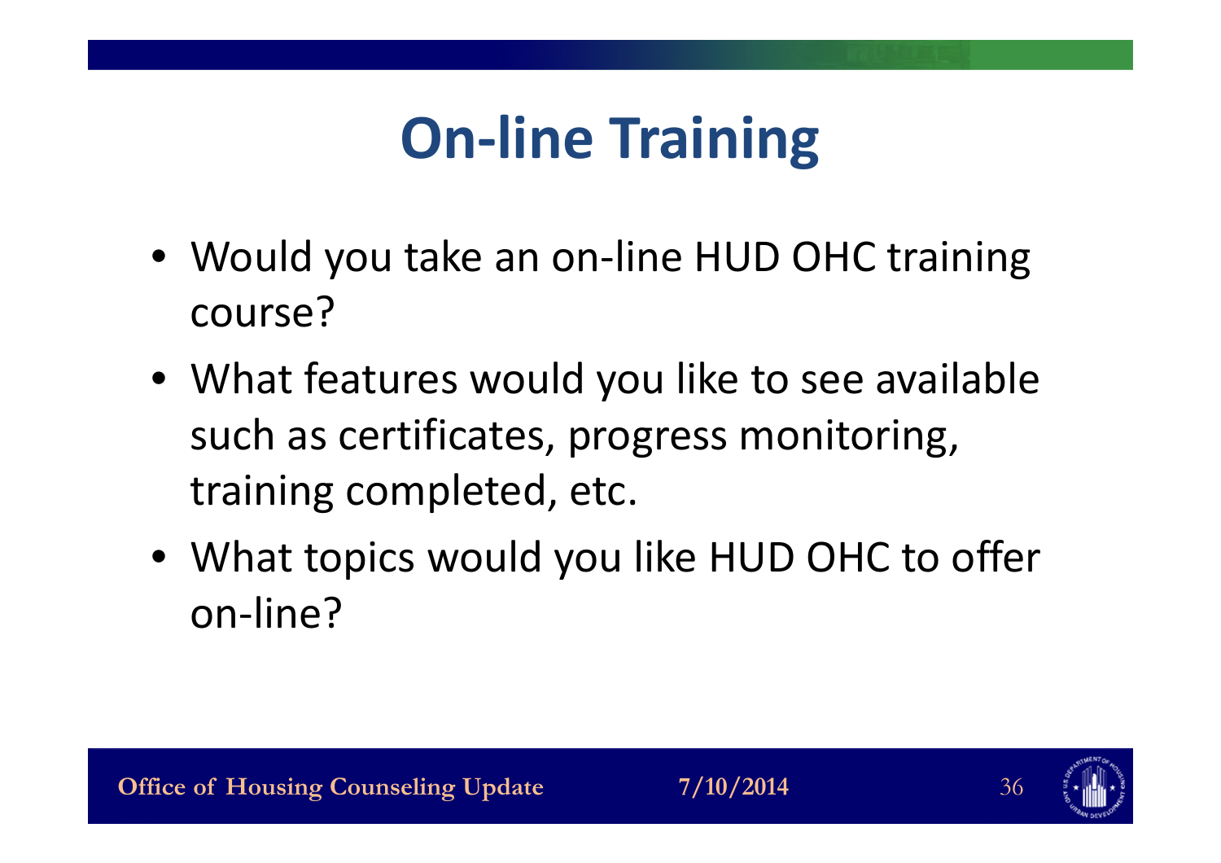# On-line Training

- Would you take an on-line HUD OHC training course?
- What features would you like to see available such as certificates, progress monitoring, training completed, etc.
- What topics would you like HUD OHC to offer on-line?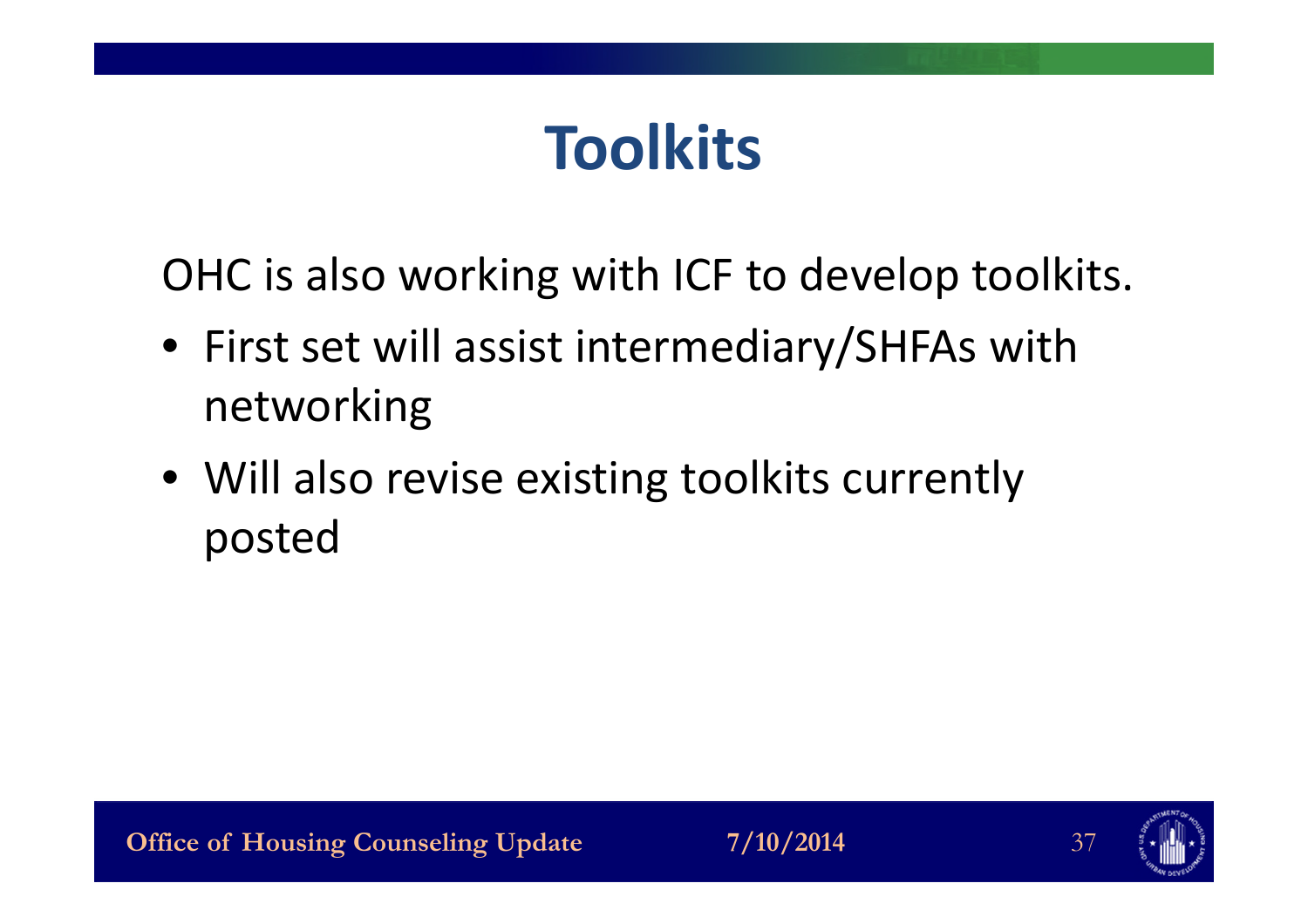# Toolkits

OHC is also working with ICF to develop toolkits.

- First set will assist intermediary/SHFAs with networking
- Will also revise existing toolkits currently posted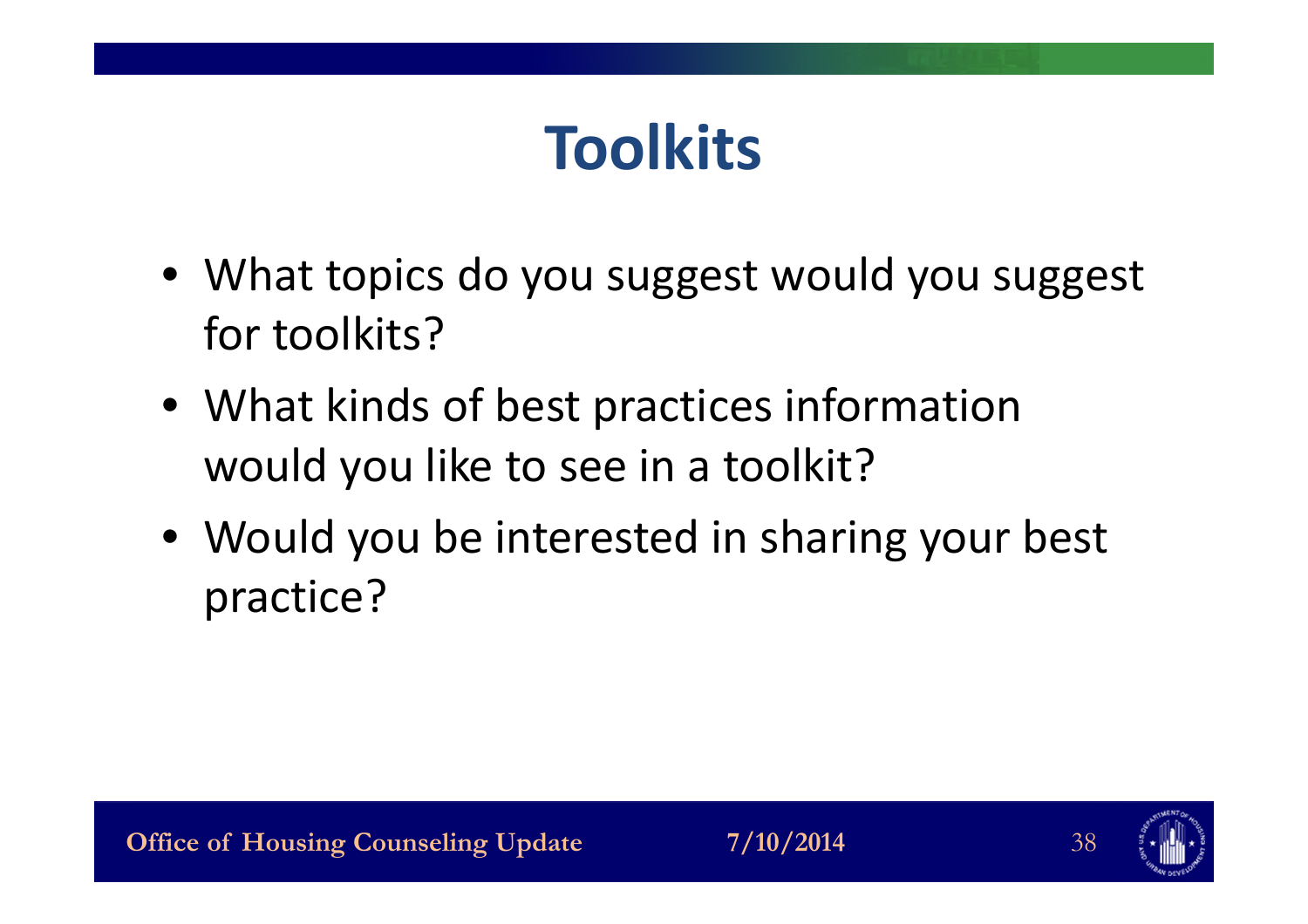# Toolkits

- What topics do you suggest would you suggest for toolkits?
- What kinds of best practices information would you like to see in a toolkit?
- Would you be interested in sharing your best practice?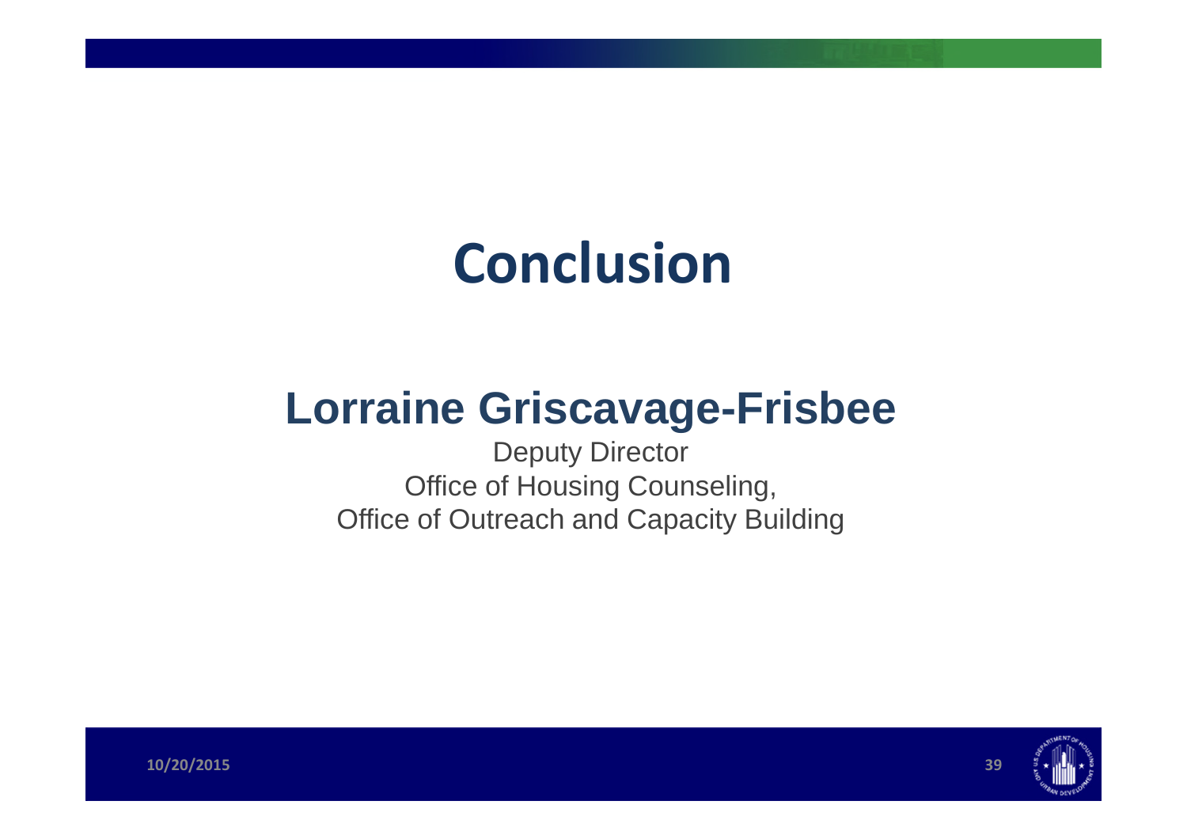# Conclusion

## Lorraine Griscavage-Frisbee

Deputy Director
Office of Housing Counseling,
Office of Outreach and Capacity Building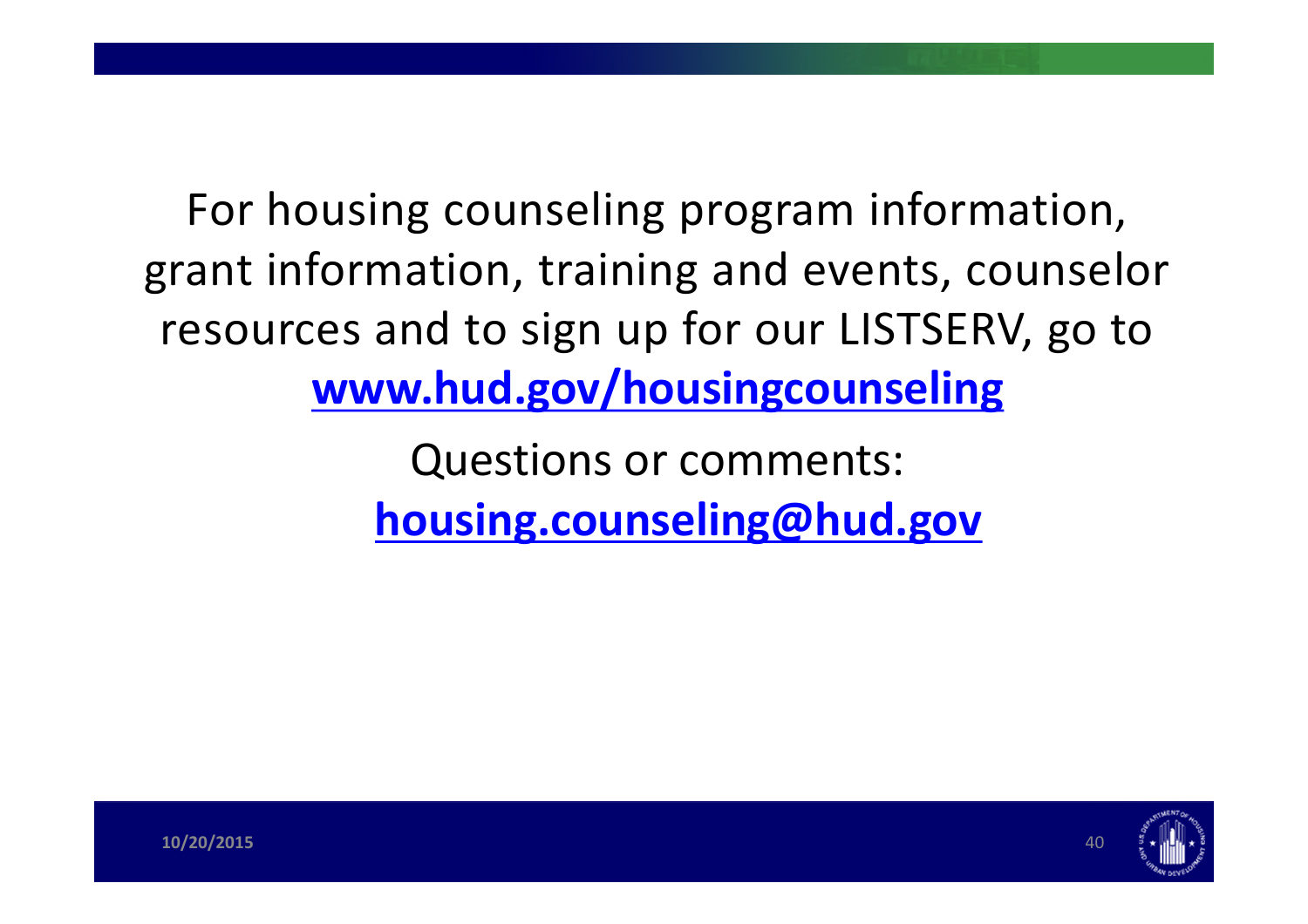For housing counseling program information, grant information, training and events, counselor resources and to sign up for our LISTSERV, go to **www.hud.gov/housingcounseling**

Questions or comments:
**housing.counseling@hud.gov**